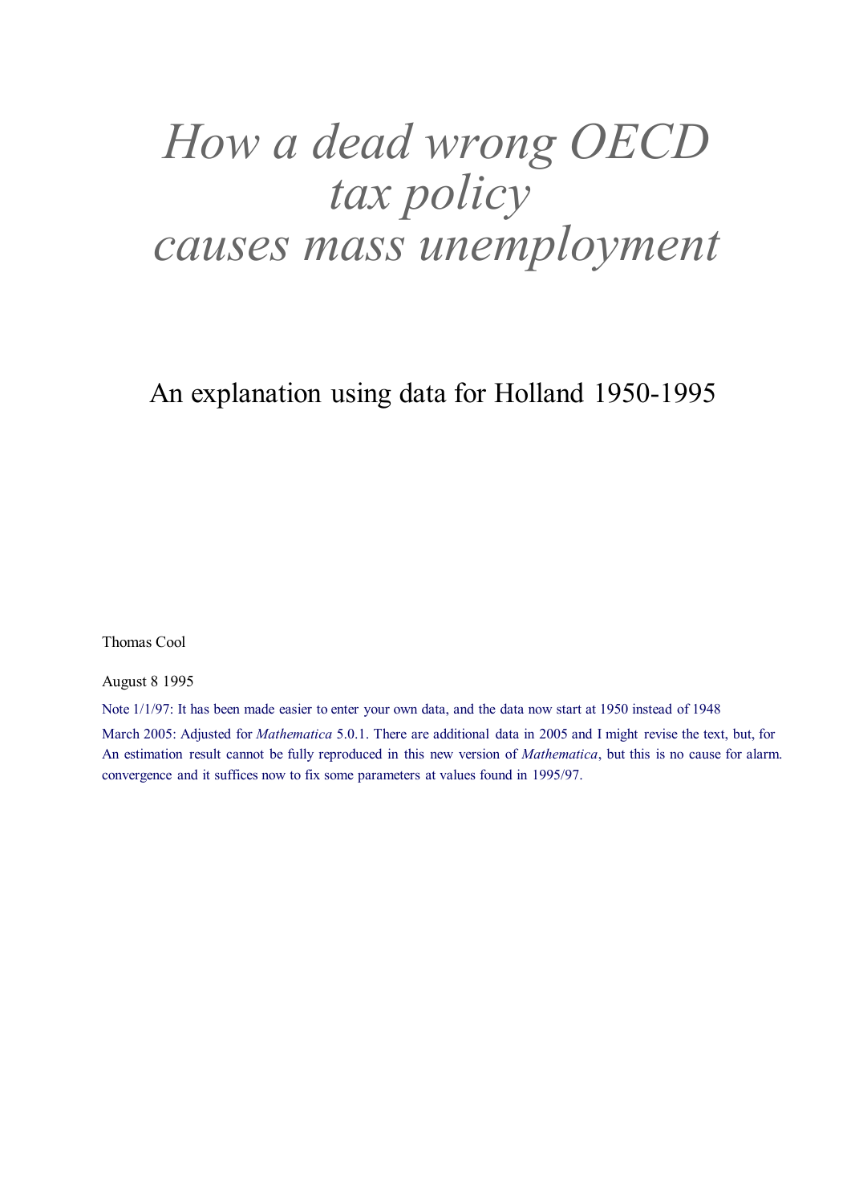# *How a dead wrong OECD tax policy causes mass unemployment*

## An explanation using data for Holland 1950-1995

Thomas Cool

August 8 1995

Note 1/1/97: It has been made easier to enter your own data, and the data now start at 1950 instead of 1948

March 2005: Adjusted for *Mathematica* 5.0.1. There are additional data in 2005 and I might revise the text, but, for An estimation result cannot be fully reproduced in this new version of *Mathematica*, but this is no cause for alarm. convergence and it suffices now to fix some parameters at values found in 1995/97.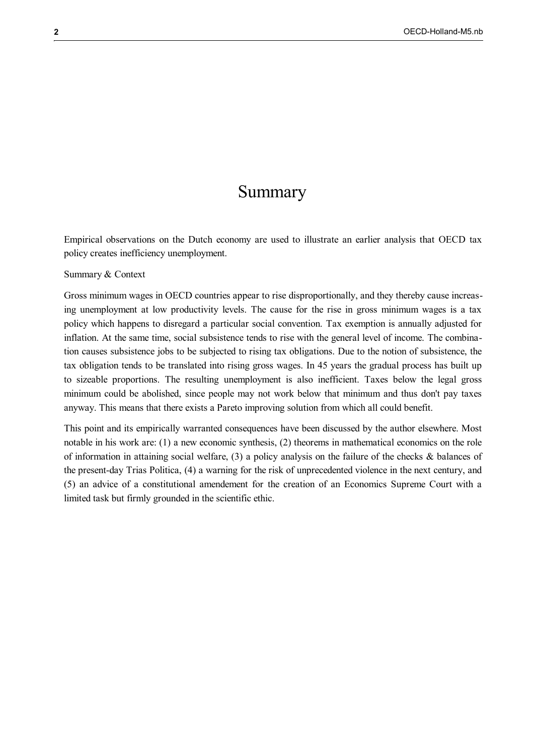# Summary

Empirical observations on the Dutch economy are used to illustrate an earlier analysis that OECD tax policy creates inefficiency unemployment.

Summary & Context

Gross minimum wages in OECD countries appear to rise disproportionally, and they thereby cause increasing unemployment at low productivity levels. The cause for the rise in gross minimum wages is a tax policy which happens to disregard a particular social convention. Tax exemption is annually adjusted for inflation. At the same time, social subsistence tends to rise with the general level of income. The combination causes subsistence jobs to be subjected to rising tax obligations. Due to the notion of subsistence, the tax obligation tends to be translated into rising gross wages. In 45 years the gradual process has built up to sizeable proportions. The resulting unemployment is also inefficient. Taxes below the legal gross minimum could be abolished, since people may not work below that minimum and thus don't pay taxes anyway. This means that there exists a Pareto improving solution from which all could benefit.

This point and its empirically warranted consequences have been discussed by the author elsewhere. Most notable in his work are: (1) a new economic synthesis, (2) theorems in mathematical economics on the role of information in attaining social welfare, (3) a policy analysis on the failure of the checks & balances of the present-day Trias Politica, (4) a warning for the risk of unprecedented violence in the next century, and (5) an advice of a constitutional amendement for the creation of an Economics Supreme Court with a limited task but firmly grounded in the scientific ethic.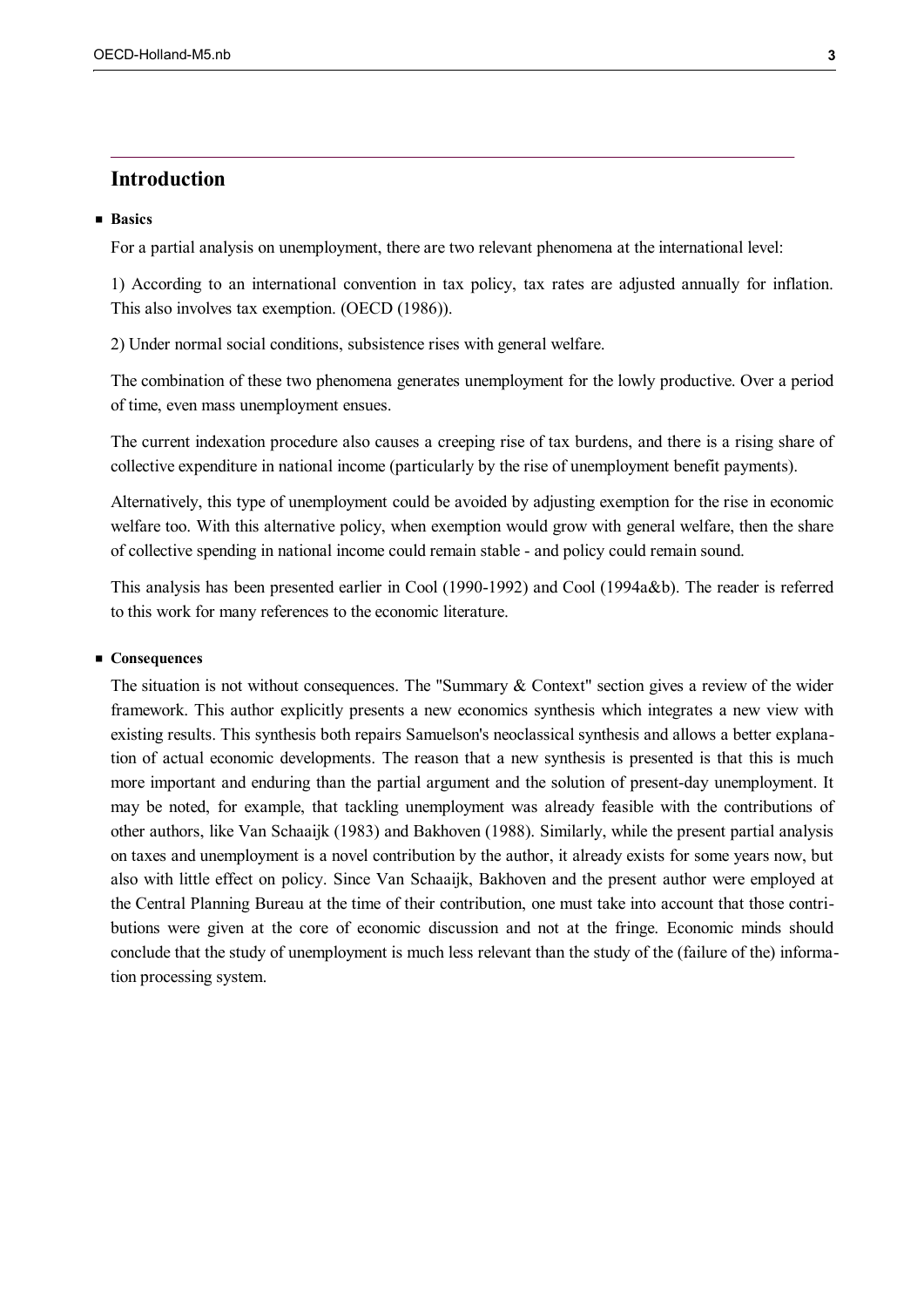## Introduction

- **Basics**

For a partial analysis on unemployment, there are two relevant phenomena at the international level:

1) According to an international convention in tax policy, tax rates are adjusted annually for inflation. This also involves tax exemption. (OECD (1986)).

2) Under normal social conditions, subsistence rises with general welfare.

The combination of these two phenomena generates unemployment for the lowly productive. Over a period of time, even mass unemployment ensues.

The current indexation procedure also causes a creeping rise of tax burdens, and there is a rising share of collective expenditure in national income (particularly by the rise of unemployment benefit payments).

Alternatively, this type of unemployment could be avoided by adjusting exemption for the rise in economic welfare too. With this alternative policy, when exemption would grow with general welfare, then the share of collective spending in national income could remain stable - and policy could remain sound.

This analysis has been presented earlier in Cool (1990-1992) and Cool (1994a&b). The reader is referred to this work for many references to the economic literature.

- **Consequences**

The situation is not without consequences. The "Summary & Context" section gives a review of the wider framework. This author explicitly presents a new economics synthesis which integrates a new view with existing results. This synthesis both repairs Samuelson's neoclassical synthesis and allows a better explanation of actual economic developments. The reason that a new synthesis is presented is that this is much more important and enduring than the partial argument and the solution of present-day unemployment. It may be noted, for example, that tackling unemployment was already feasible with the contributions of other authors, like Van Schaaijk (1983) and Bakhoven (1988). Similarly, while the present partial analysis on taxes and unemployment is a novel contribution by the author, it already exists for some years now, but also with little effect on policy. Since Van Schaaijk, Bakhoven and the present author were employed at the Central Planning Bureau at the time of their contribution, one must take into account that those contributions were given at the core of economic discussion and not at the fringe. Economic minds should conclude that the study of unemployment is much less relevant than the study of the (failure of the) information processing system.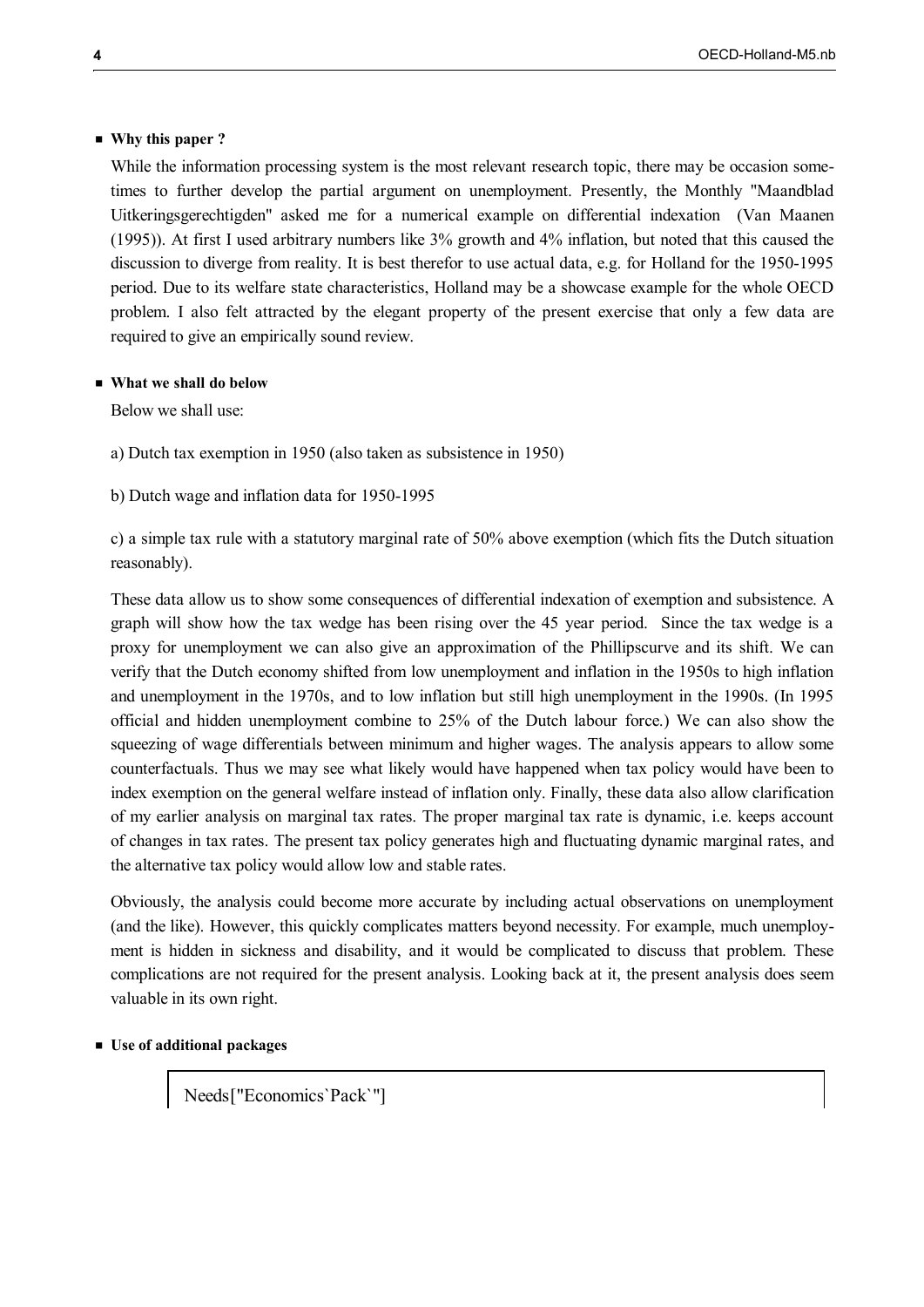- **Why this paper ?**

While the information processing system is the most relevant research topic, there may be occasion sometimes to further develop the partial argument on unemployment. Presently, the Monthly "Maandblad Uitkeringsgerechtigden" asked me for a numerical example on differential indexation (Van Maanen (1995)). At first I used arbitrary numbers like 3% growth and 4% inflation, but noted that this caused the discussion to diverge from reality. It is best therefor to use actual data, e.g. for Holland for the 1950-1995 period. Due to its welfare state characteristics, Holland may be a showcase example for the whole OECD problem. I also felt attracted by the elegant property of the present exercise that only a few data are required to give an empirically sound review.

- **What we shall do below**

Below we shall use:

a) Dutch tax exemption in 1950 (also taken as subsistence in 1950)

b) Dutch wage and inflation data for 1950-1995

c) a simple tax rule with a statutory marginal rate of 50% above exemption (which fits the Dutch situation reasonably).

These data allow us to show some consequences of differential indexation of exemption and subsistence. A graph will show how the tax wedge has been rising over the 45 year period. Since the tax wedge is a proxy for unemployment we can also give an approximation of the Phillipscurve and its shift. We can verify that the Dutch economy shifted from low unemployment and inflation in the 1950s to high inflation and unemployment in the 1970s, and to low inflation but still high unemployment in the 1990s. (In 1995 official and hidden unemployment combine to 25% of the Dutch labour force.) We can also show the squeezing of wage differentials between minimum and higher wages. The analysis appears to allow some counterfactuals. Thus we may see what likely would have happened when tax policy would have been to index exemption on the general welfare instead of inflation only. Finally, these data also allow clarification of my earlier analysis on marginal tax rates. The proper marginal tax rate is dynamic, i.e. keeps account of changes in tax rates. The present tax policy generates high and fluctuating dynamic marginal rates, and the alternative tax policy would allow low and stable rates.

Obviously, the analysis could become more accurate by including actual observations on unemployment (and the like). However, this quickly complicates matters beyond necessity. For example, much unemployment is hidden in sickness and disability, and it would be complicated to discuss that problem. These complications are not required for the present analysis. Looking back at it, the present analysis does seem valuable in its own right.

- **Use of additional packages**

```
Needs["Economics`Pack`"]
```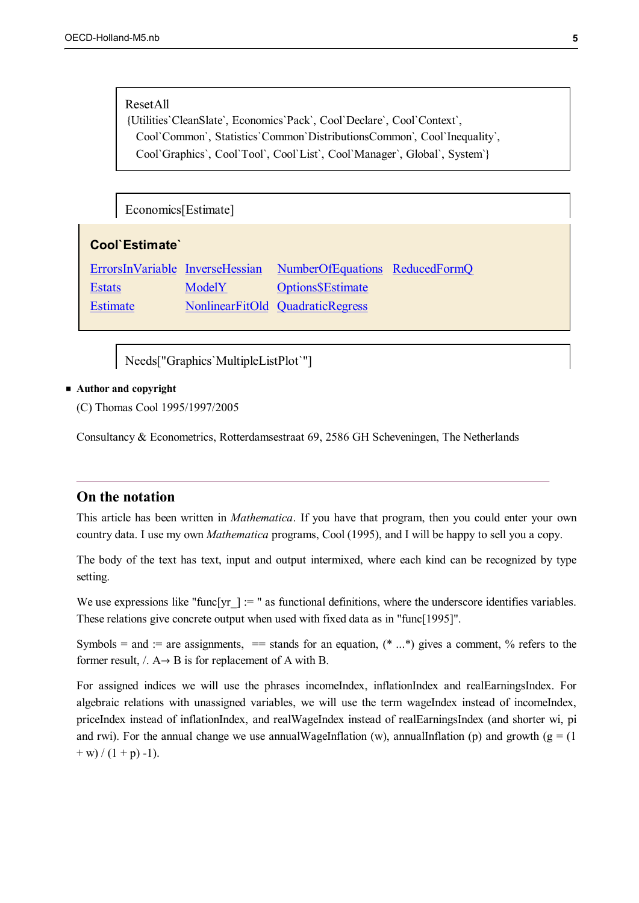```
ResetAll
{Utilities`CleanSlate`, Economics`Pack`, Cool`Declare`, Cool`Context`,
  Cool`Common`, Statistics`Common`DistributionsCommon`, Cool`Inequality`,
  Cool`Graphics`, Cool`Tool`, Cool`List`, Cool`Manager`, Global`, System`}
```

```
Economics[Estimate]
```

**Cool`Estimate`**

| | | | |
|---|---|---|---|
| ErrorsInVariable | InverseHessian | NumberOfEquations | ReducedFormQ |
| Estats | ModelY | Options$Estimate | |
| Estimate | NonlinearFitOld | QuadraticRegress | |

```
Needs["Graphics`MultipleListPlot`"]
```

- **Author and copyright**

(C) Thomas Cool 1995/1997/2005

Consultancy & Econometrics, Rotterdamsestraat 69, 2586 GH Scheveningen, The Netherlands

## On the notation

This article has been written in *Mathematica*. If you have that program, then you could enter your own country data. I use my own *Mathematica* programs, Cool (1995), and I will be happy to sell you a copy.

The body of the text has text, input and output intermixed, where each kind can be recognized by type setting.

We use expressions like "func[yr_] := " as functional definitions, where the underscore identifies variables. These relations give concrete output when used with fixed data as in "func[1995]".

Symbols = and := are assignments, == stands for an equation, (* ...*) gives a comment, % refers to the former result, /. A→ B is for replacement of A with B.

For assigned indices we will use the phrases incomeIndex, inflationIndex and realEarningsIndex. For algebraic relations with unassigned variables, we will use the term wageIndex instead of incomeIndex, priceIndex instead of inflationIndex, and realWageIndex instead of realEarningsIndex (and shorter wi, pi and rwi). For the annual change we use annualWageInflation (w), annualInflation (p) and growth ($g = (1 + w) / (1 + p) - 1$).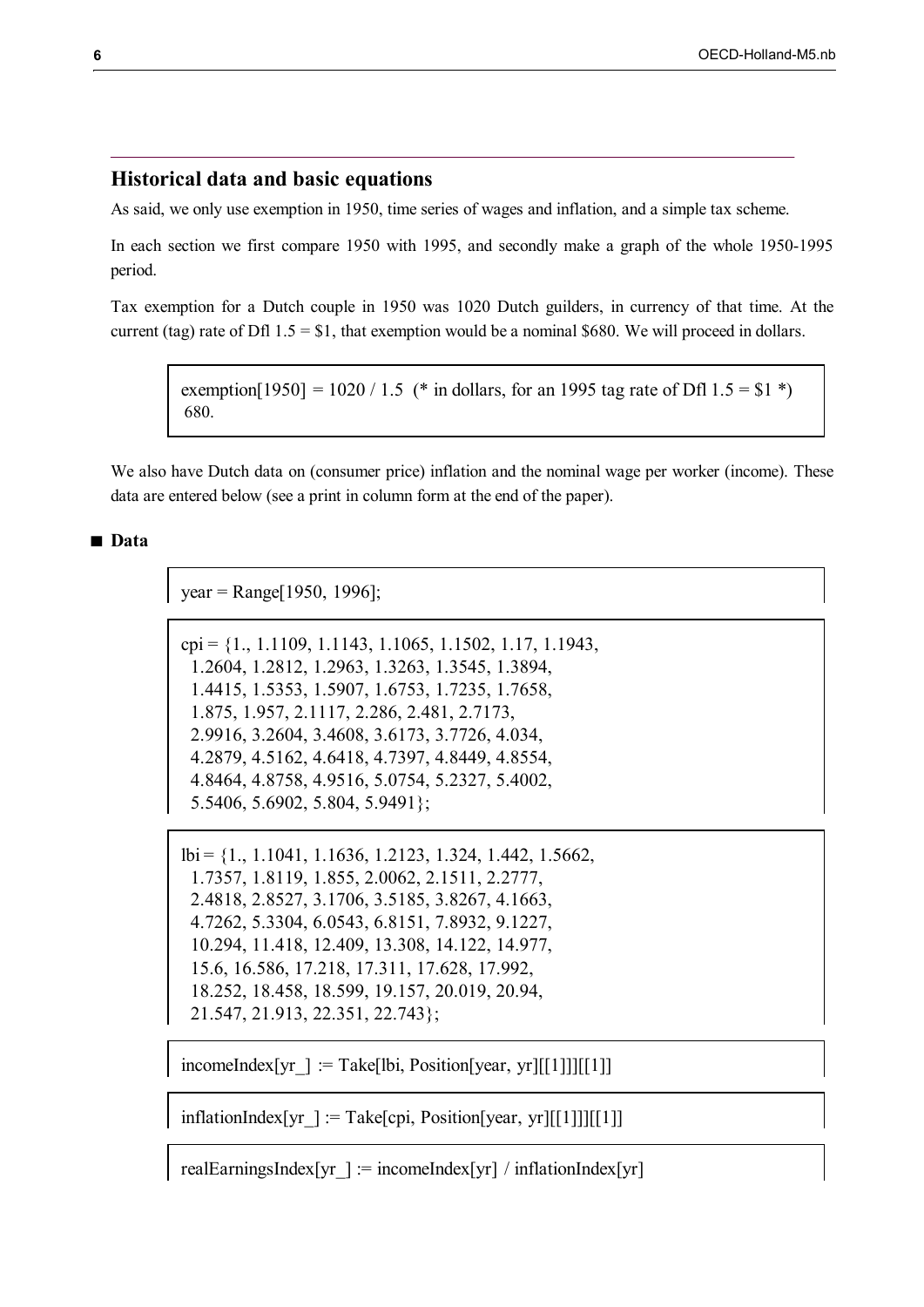## Historical data and basic equations

As said, we only use exemption in 1950, time series of wages and inflation, and a simple tax scheme.

In each section we first compare 1950 with 1995, and secondly make a graph of the whole 1950-1995 period.

Tax exemption for a Dutch couple in 1950 was 1020 Dutch guilders, in currency of that time. At the current (tag) rate of Dfl 1.5 = $1, that exemption would be a nominal $680. We will proceed in dollars.

```
exemption[1950] = 1020 / 1.5  (* in dollars, for an 1995 tag rate of Dfl 1.5 = $1 *)
680.
```

We also have Dutch data on (consumer price) inflation and the nominal wage per worker (income). These data are entered below (see a print in column form at the end of the paper).

### ■ Data

```
year = Range[1950, 1996];
```

```
cpi = {1., 1.1109, 1.1143, 1.1065, 1.1502, 1.17, 1.1943,
  1.2604, 1.2812, 1.2963, 1.3263, 1.3545, 1.3894,
  1.4415, 1.5353, 1.5907, 1.6753, 1.7235, 1.7658,
  1.875, 1.957, 2.1117, 2.286, 2.481, 2.7173,
  2.9916, 3.2604, 3.4608, 3.6173, 3.7726, 4.034,
  4.2879, 4.5162, 4.6418, 4.7397, 4.8449, 4.8554,
  4.8464, 4.8758, 4.9516, 5.0754, 5.2327, 5.4002,
  5.5406, 5.6902, 5.804, 5.9491};
```

```
lbi = {1., 1.1041, 1.1636, 1.2123, 1.324, 1.442, 1.5662,
  1.7357, 1.8119, 1.855, 2.0062, 2.1511, 2.2777,
  2.4818, 2.8527, 3.1706, 3.5185, 3.8267, 4.1663,
  4.7262, 5.3304, 6.0543, 6.8151, 7.8932, 9.1227,
  10.294, 11.418, 12.409, 13.308, 14.122, 14.977,
  15.6, 16.586, 17.218, 17.311, 17.628, 17.992,
  18.252, 18.458, 18.599, 19.157, 20.019, 20.94,
  21.547, 21.913, 22.351, 22.743};
```

```
incomeIndex[yr_] := Take[lbi, Position[year, yr][[1]]][[1]]
```

```
inflationIndex[yr_] := Take[cpi, Position[year, yr][[1]]][[1]]
```

```
realEarningsIndex[yr_] := incomeIndex[yr] / inflationIndex[yr]
```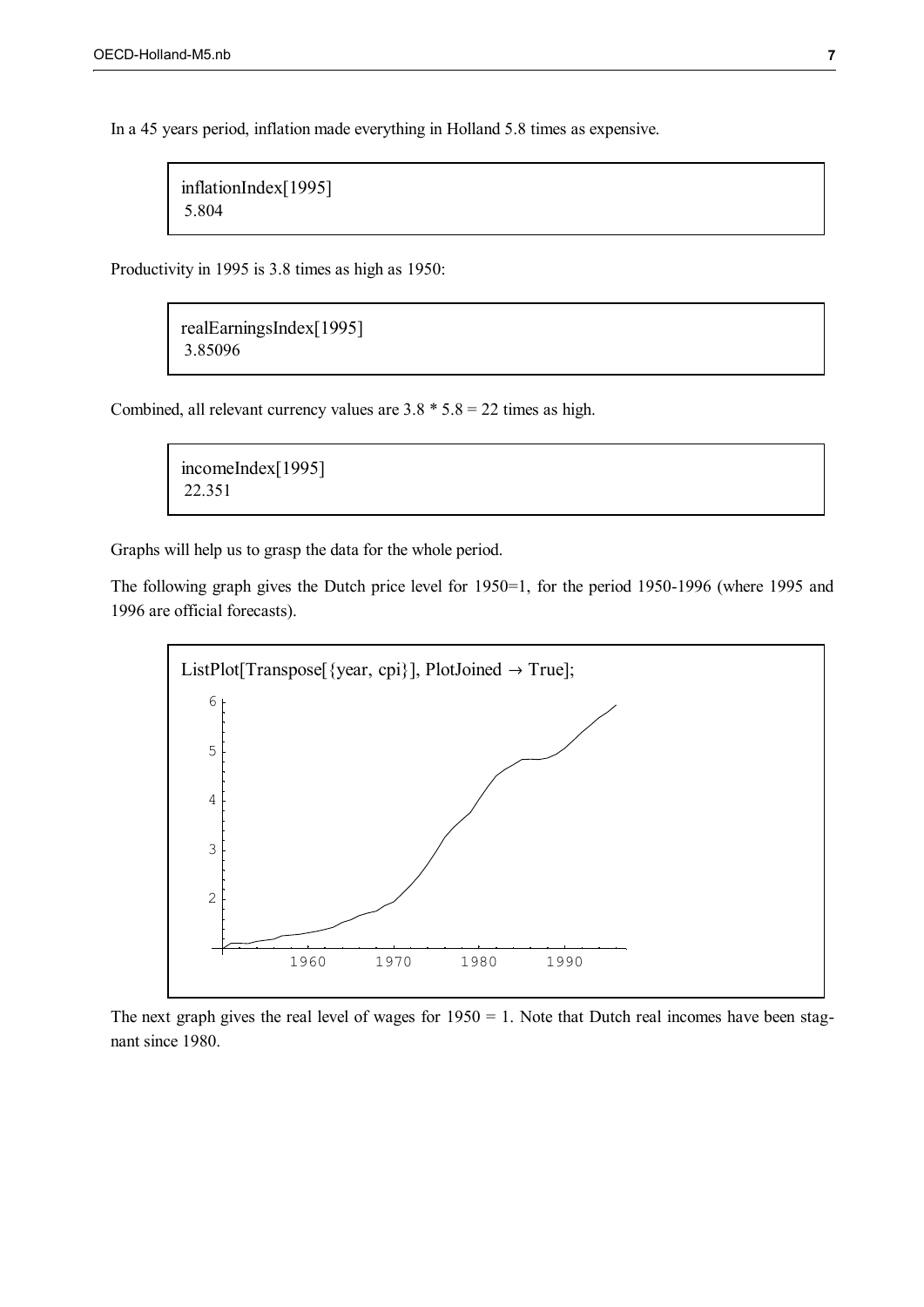In a 45 years period, inflation made everything in Holland 5.8 times as expensive.

```
inflationIndex[1995]
5.804
```

Productivity in 1995 is 3.8 times as high as 1950:

```
realEarningsIndex[1995]
3.85096
```

Combined, all relevant currency values are 3.8 * 5.8 = 22 times as high.

```
incomeIndex[1995]
22.351
```

Graphs will help us to grasp the data for the whole period.

The following graph gives the Dutch price level for 1950=1, for the period 1950-1996 (where 1995 and 1996 are official forecasts).

```
ListPlot[Transpose[{year, cpi}], PlotJoined → True];
```

The next graph gives the real level of wages for 1950 = 1. Note that Dutch real incomes have been stagnant since 1980.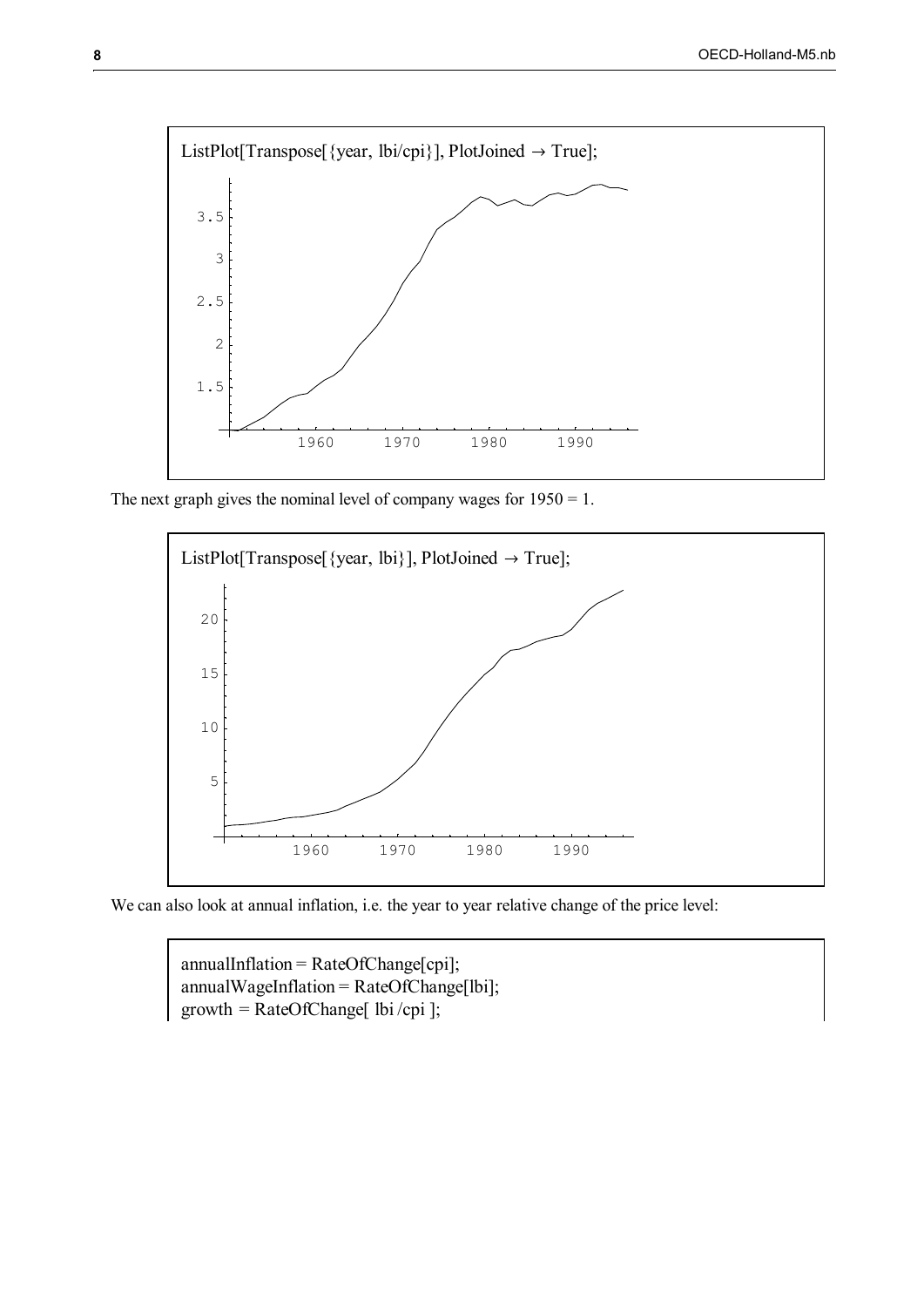```
ListPlot[Transpose[{year, lbi/cpi}], PlotJoined → True];
```

The next graph gives the nominal level of company wages for 1950 = 1.

```
ListPlot[Transpose[{year, lbi}], PlotJoined → True];
```

We can also look at annual inflation, i.e. the year to year relative change of the price level:

```
annualInflation = RateOfChange[cpi];
annualWageInflation = RateOfChange[lbi];
growth = RateOfChange[ lbi /cpi ];
```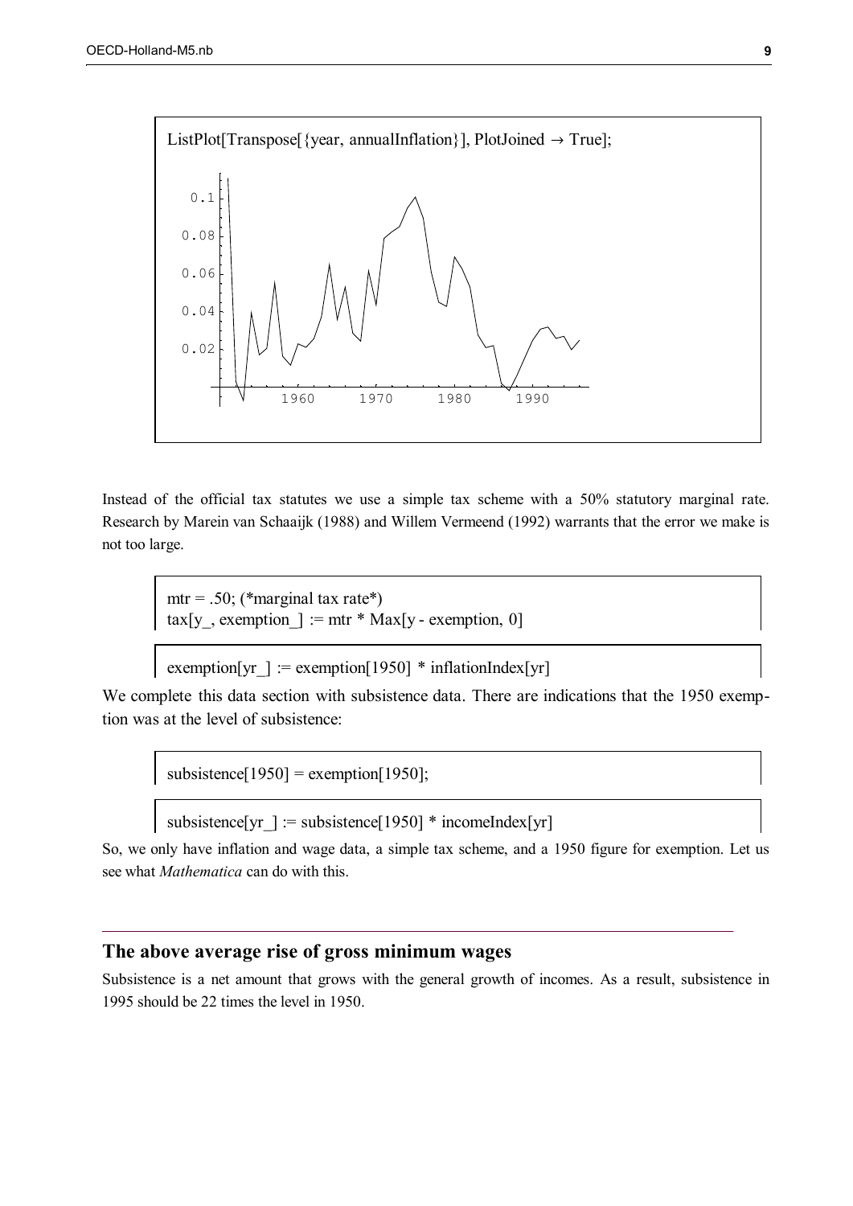```
ListPlot[Transpose[{year, annualInflation}], PlotJoined → True];
```

Instead of the official tax statutes we use a simple tax scheme with a 50% statutory marginal rate. Research by Marein van Schaaijk (1988) and Willem Vermeend (1992) warrants that the error we make is not too large.

```
mtr = .50; (*marginal tax rate*)
tax[y_, exemption_] := mtr * Max[y - exemption, 0]
```

```
exemption[yr_] := exemption[1950] * inflationIndex[yr]
```

We complete this data section with subsistence data. There are indications that the 1950 exemption was at the level of subsistence:

```
subsistence[1950] = exemption[1950];
```

```
subsistence[yr_] := subsistence[1950] * incomeIndex[yr]
```

So, we only have inflation and wage data, a simple tax scheme, and a 1950 figure for exemption. Let us see what *Mathematica* can do with this.

## The above average rise of gross minimum wages

Subsistence is a net amount that grows with the general growth of incomes. As a result, subsistence in 1995 should be 22 times the level in 1950.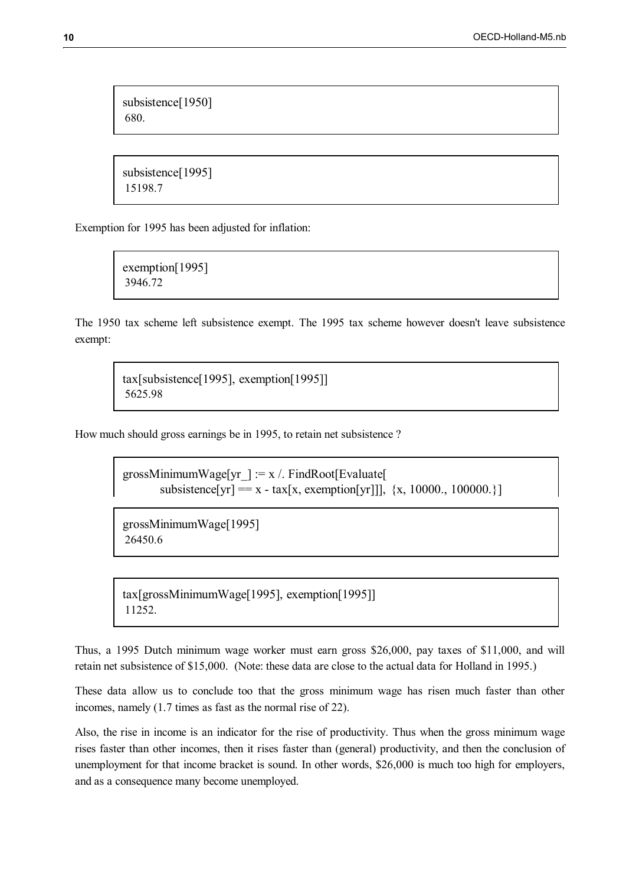```
subsistence[1950]
680.
```

```
subsistence[1995]
15198.7
```

Exemption for 1995 has been adjusted for inflation:

```
exemption[1995]
3946.72
```

The 1950 tax scheme left subsistence exempt. The 1995 tax scheme however doesn't leave subsistence exempt:

```
tax[subsistence[1995], exemption[1995]]
5625.98
```

How much should gross earnings be in 1995, to retain net subsistence ?

```
grossMinimumWage[yr_] := x /. FindRoot[Evaluate[
      subsistence[yr] == x - tax[x, exemption[yr]]], {x, 10000., 100000.}]
```

```
grossMinimumWage[1995]
26450.6
```

```
tax[grossMinimumWage[1995], exemption[1995]]
11252.
```

Thus, a 1995 Dutch minimum wage worker must earn gross $26,000, pay taxes of $11,000, and will retain net subsistence of $15,000. (Note: these data are close to the actual data for Holland in 1995.)

These data allow us to conclude too that the gross minimum wage has risen much faster than other incomes, namely (1.7 times as fast as the normal rise of 22).

Also, the rise in income is an indicator for the rise of productivity. Thus when the gross minimum wage rises faster than other incomes, then it rises faster than (general) productivity, and then the conclusion of unemployment for that income bracket is sound. In other words, $26,000 is much too high for employers, and as a consequence many become unemployed.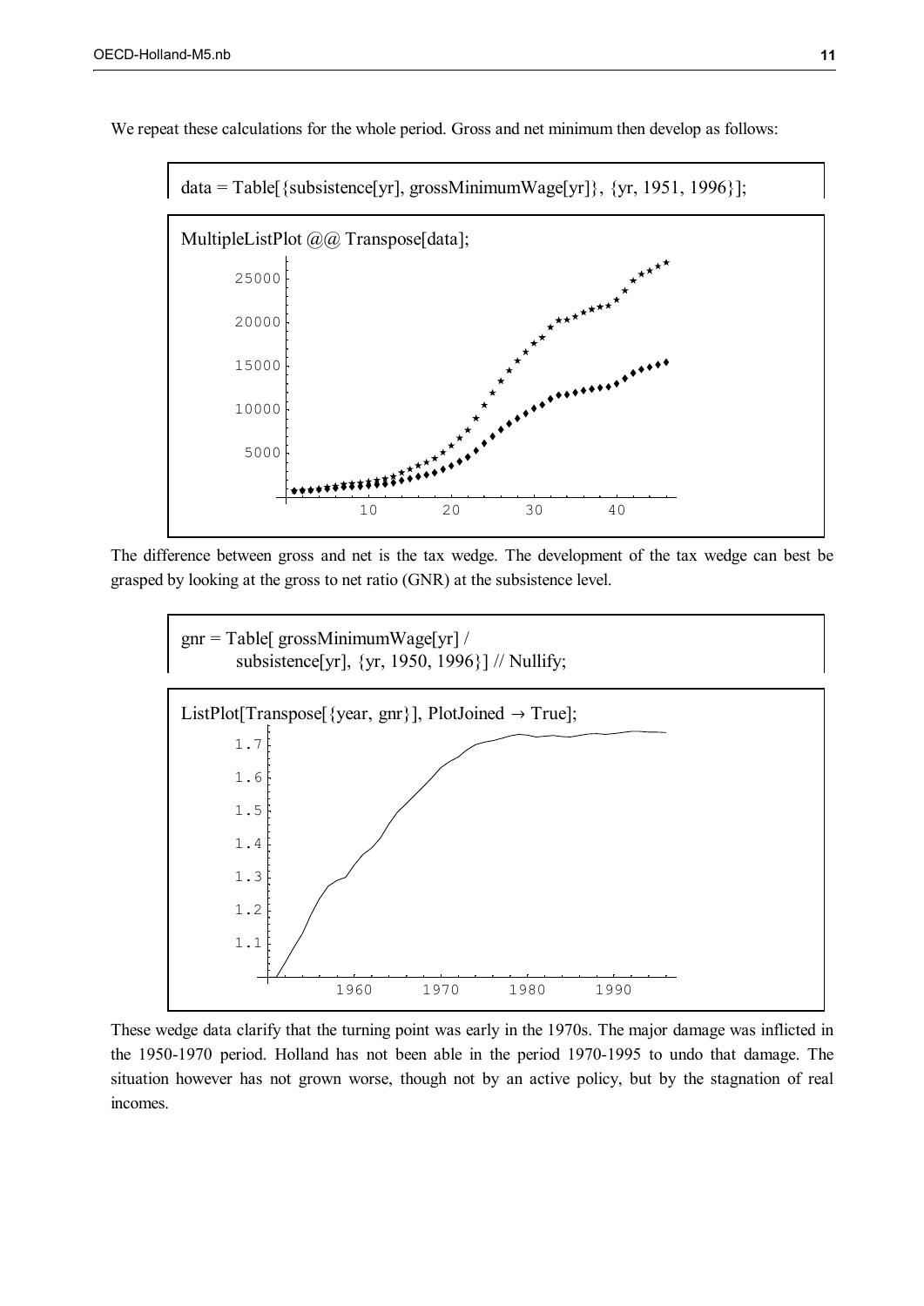We repeat these calculations for the whole period. Gross and net minimum then develop as follows:

```
data = Table[{subsistence[yr], grossMinimumWage[yr]}, {yr, 1951, 1996}];
```

```
MultipleListPlot @@ Transpose[data];
```

The difference between gross and net is the tax wedge. The development of the tax wedge can best be grasped by looking at the gross to net ratio (GNR) at the subsistence level.

```
gnr = Table[ grossMinimumWage[yr] /
        subsistence[yr], {yr, 1950, 1996}] // Nullify;
```

```
ListPlot[Transpose[{year, gnr}], PlotJoined → True];
```

These wedge data clarify that the turning point was early in the 1970s. The major damage was inflicted in the 1950-1970 period. Holland has not been able in the period 1970-1995 to undo that damage. The situation however has not grown worse, though not by an active policy, but by the stagnation of real incomes.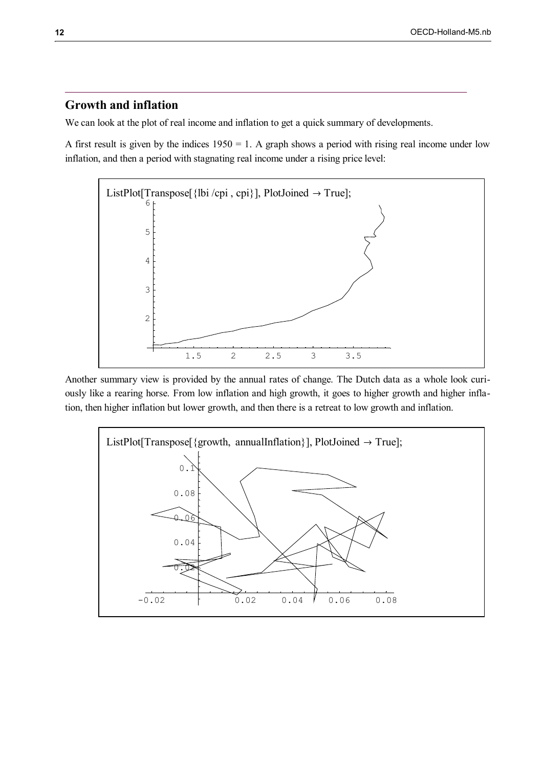## Growth and inflation

We can look at the plot of real income and inflation to get a quick summary of developments.

A first result is given by the indices 1950 = 1. A graph shows a period with rising real income under low inflation, and then a period with stagnating real income under a rising price level:

```
ListPlot[Transpose[{lbi /cpi , cpi}], PlotJoined → True];
```

Another summary view is provided by the annual rates of change. The Dutch data as a whole look curiously like a rearing horse. From low inflation and high growth, it goes to higher growth and higher inflation, then higher inflation but lower growth, and then there is a retreat to low growth and inflation.

```
ListPlot[Transpose[{growth, annualInflation}], PlotJoined → True];
```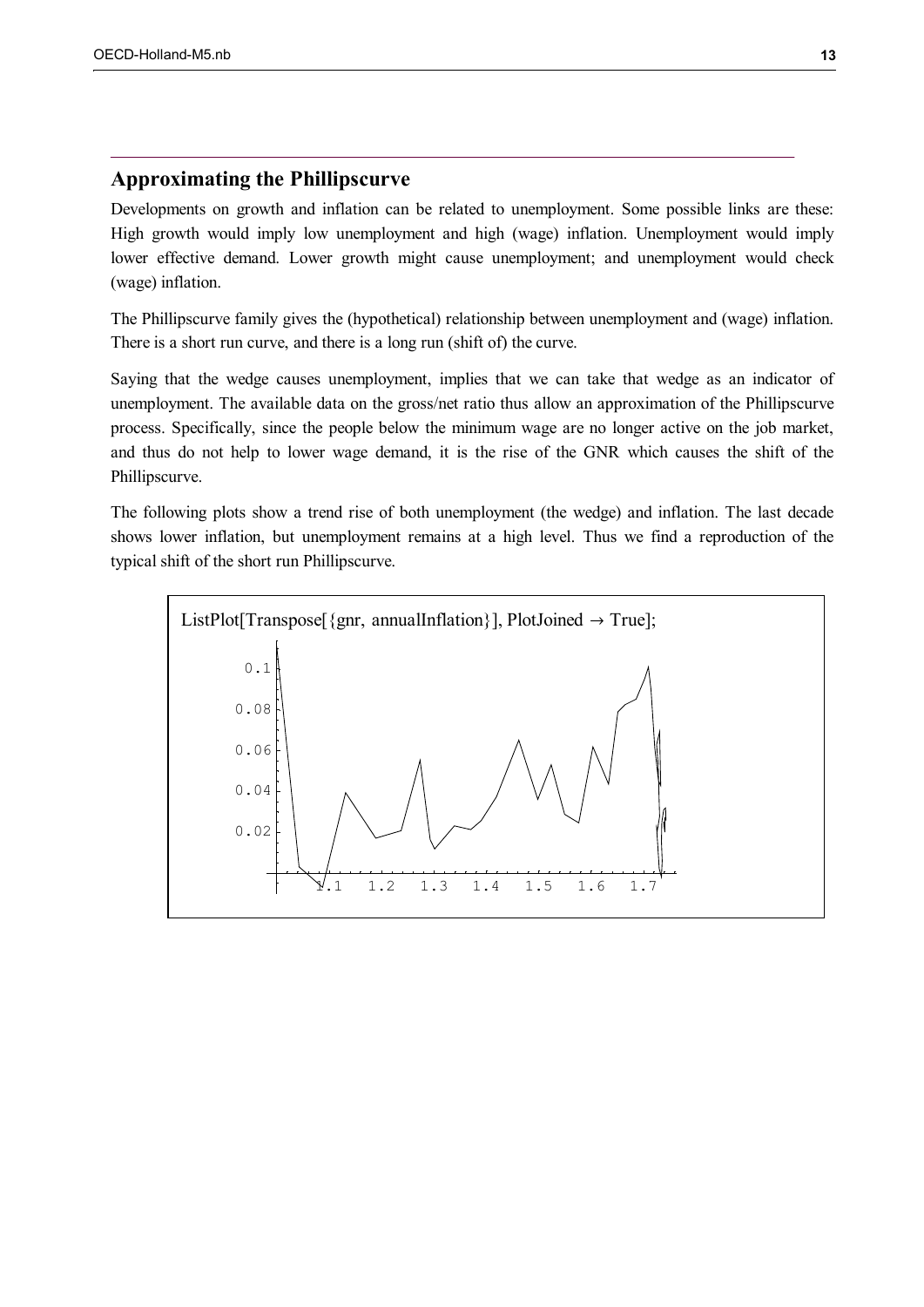## Approximating the Phillipscurve

Developments on growth and inflation can be related to unemployment. Some possible links are these: High growth would imply low unemployment and high (wage) inflation. Unemployment would imply lower effective demand. Lower growth might cause unemployment; and unemployment would check (wage) inflation.

The Phillipscurve family gives the (hypothetical) relationship between unemployment and (wage) inflation. There is a short run curve, and there is a long run (shift of) the curve.

Saying that the wedge causes unemployment, implies that we can take that wedge as an indicator of unemployment. The available data on the gross/net ratio thus allow an approximation of the Phillipscurve process. Specifically, since the people below the minimum wage are no longer active on the job market, and thus do not help to lower wage demand, it is the rise of the GNR which causes the shift of the Phillipscurve.

The following plots show a trend rise of both unemployment (the wedge) and inflation. The last decade shows lower inflation, but unemployment remains at a high level. Thus we find a reproduction of the typical shift of the short run Phillipscurve.

```
ListPlot[Transpose[{gnr, annualInflation}], PlotJoined → True];
```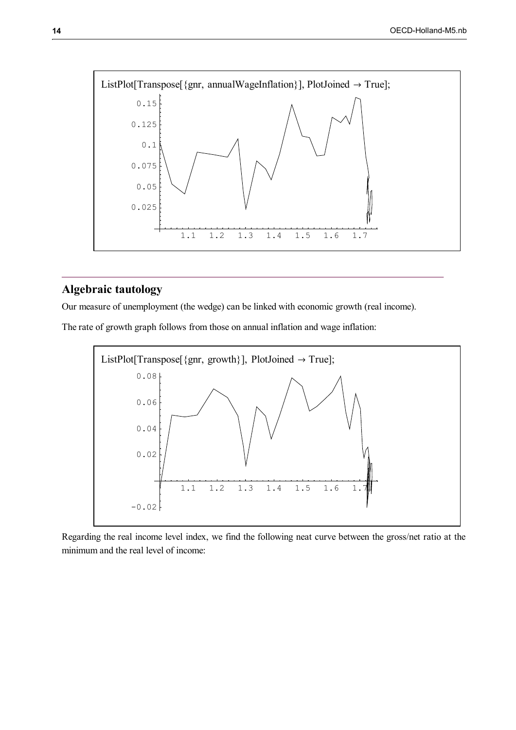```
ListPlot[Transpose[{gnr, annualWageInflation}], PlotJoined → True];
```

---

## Algebraic tautology

Our measure of unemployment (the wedge) can be linked with economic growth (real income).

The rate of growth graph follows from those on annual inflation and wage inflation:

```
ListPlot[Transpose[{gnr, growth}], PlotJoined → True];
```

Regarding the real income level index, we find the following neat curve between the gross/net ratio at the minimum and the real level of income: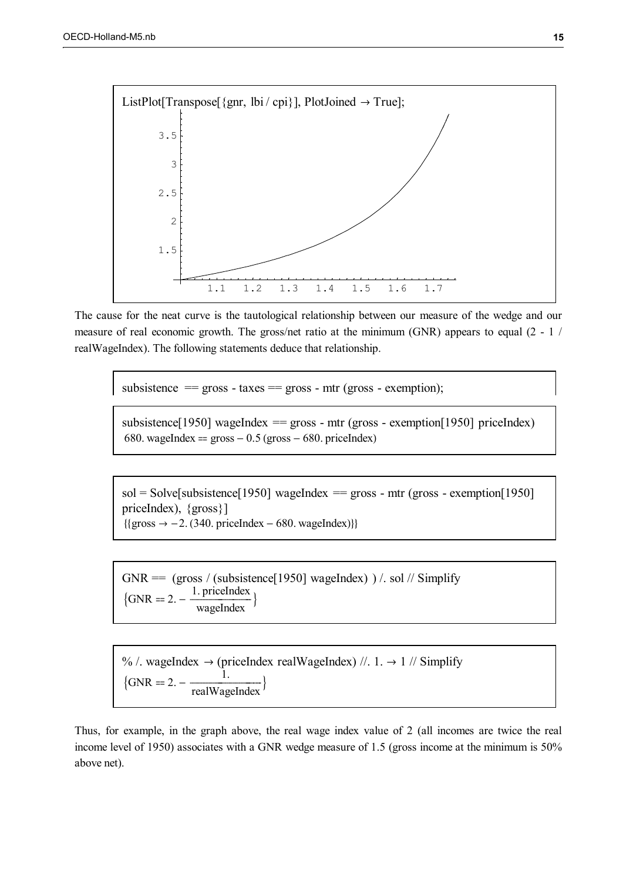```
ListPlot[Transpose[{gnr, lbi / cpi}], PlotJoined → True];
```

The cause for the neat curve is the tautological relationship between our measure of the wedge and our measure of real economic growth. The gross/net ratio at the minimum (GNR) appears to equal (2 - 1 / realWageIndex). The following statements deduce that relationship.

```
subsistence  == gross - taxes == gross - mtr (gross - exemption);
```

```
subsistence[1950] wageIndex == gross - mtr (gross - exemption[1950] priceIndex)
680. wageIndex == gross − 0.5 (gross − 680. priceIndex)
```

```
sol = Solve[subsistence[1950] wageIndex == gross - mtr (gross - exemption[1950] priceIndex), {gross}]
{{gross → −2. (340. priceIndex − 680. wageIndex)}}
```

```
GNR ==  (gross / (subsistence[1950] wageIndex) ) /. sol // Simplify
{GNR == 2. − 1. priceIndex / wageIndex}
```

```
% /. wageIndex → (priceIndex realWageIndex) //. 1. → 1 // Simplify
{GNR == 2. − 1. / realWageIndex}
```

Thus, for example, in the graph above, the real wage index value of 2 (all incomes are twice the real income level of 1950) associates with a GNR wedge measure of 1.5 (gross income at the minimum is 50% above net).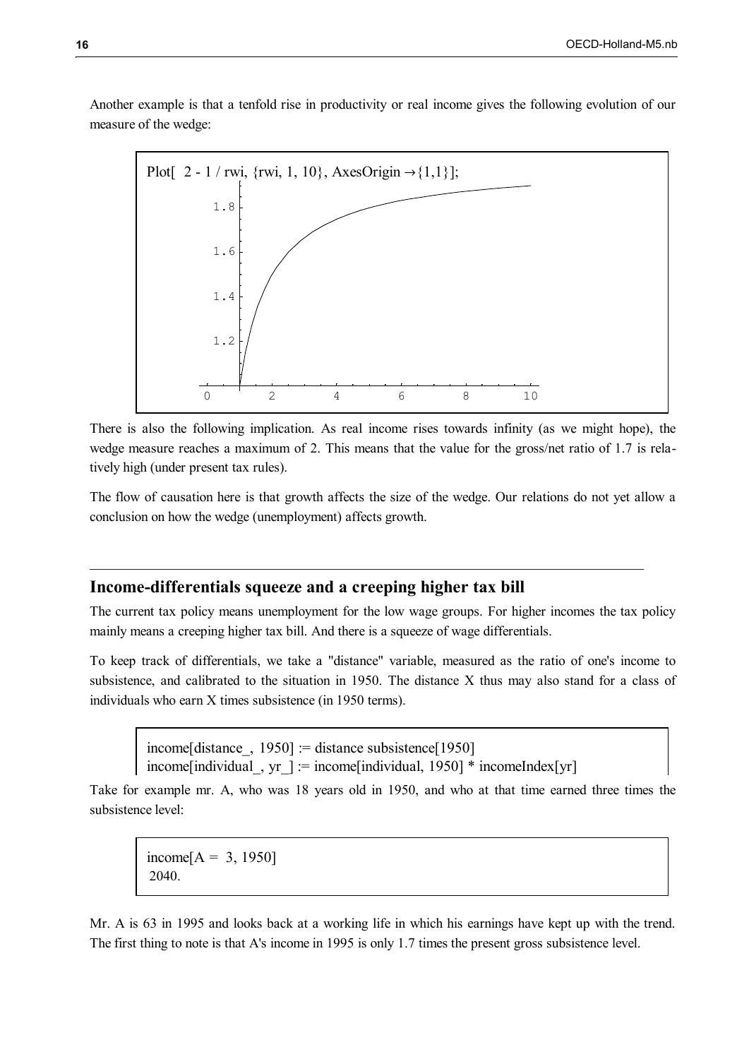Another example is that a tenfold rise in productivity or real income gives the following evolution of our measure of the wedge:

```
Plot[ 2 - 1 / rwi, {rwi, 1, 10}, AxesOrigin →{1,1}];
```

There is also the following implication. As real income rises towards infinity (as we might hope), the wedge measure reaches a maximum of 2. This means that the value for the gross/net ratio of 1.7 is relatively high (under present tax rules).

The flow of causation here is that growth affects the size of the wedge. Our relations do not yet allow a conclusion on how the wedge (unemployment) affects growth.

## Income-differentials squeeze and a creeping higher tax bill

The current tax policy means unemployment for the low wage groups. For higher incomes the tax policy mainly means a creeping higher tax bill. And there is a squeeze of wage differentials.

To keep track of differentials, we take a "distance" variable, measured as the ratio of one's income to subsistence, and calibrated to the situation in 1950. The distance X thus may also stand for a class of individuals who earn X times subsistence (in 1950 terms).

```
income[distance_, 1950] := distance subsistence[1950]
income[individual_, yr_] := income[individual, 1950] * incomeIndex[yr]
```

Take for example mr. A, who was 18 years old in 1950, and who at that time earned three times the subsistence level:

```
income[A = 3, 1950]
2040.
```

Mr. A is 63 in 1995 and looks back at a working life in which his earnings have kept up with the trend. The first thing to note is that A's income in 1995 is only 1.7 times the present gross subsistence level.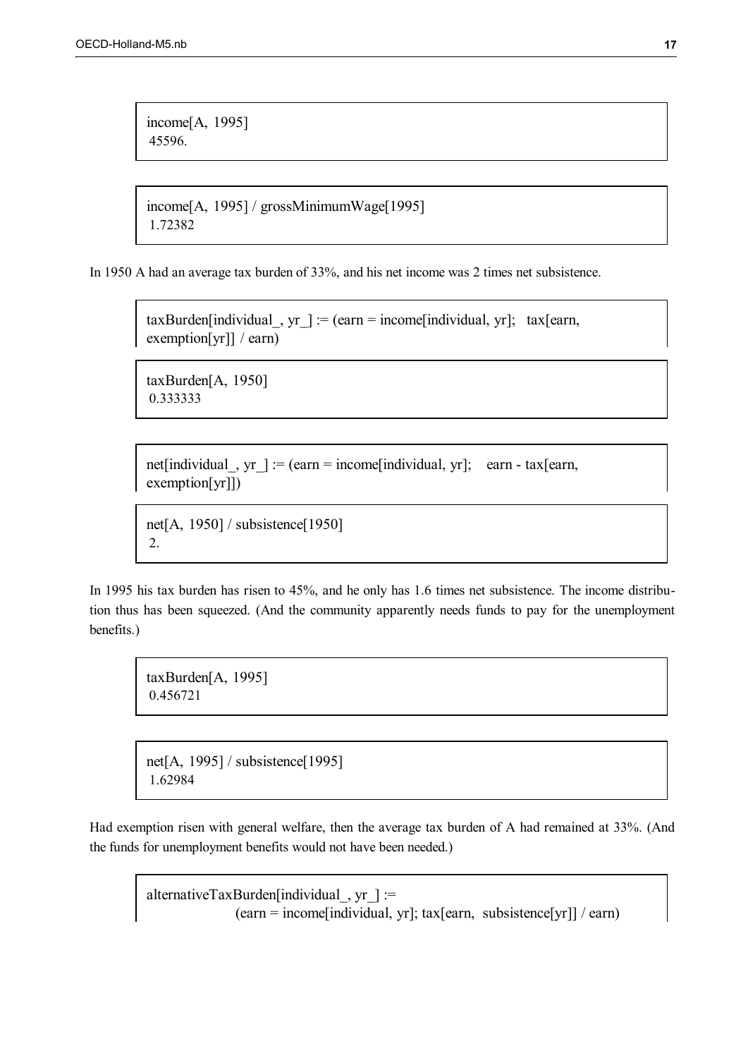```
income[A, 1995]
45596.
```

```
income[A, 1995] / grossMinimumWage[1995]
1.72382
```

In 1950 A had an average tax burden of 33%, and his net income was 2 times net subsistence.

```
taxBurden[individual_, yr_] := (earn = income[individual, yr];   tax[earn, exemption[yr]] / earn)
```

```
taxBurden[A, 1950]
0.333333
```

```
net[individual_, yr_] := (earn = income[individual, yr];    earn - tax[earn, exemption[yr]])
```

```
net[A, 1950] / subsistence[1950]
2.
```

In 1995 his tax burden has risen to 45%, and he only has 1.6 times net subsistence. The income distribution thus has been squeezed. (And the community apparently needs funds to pay for the unemployment benefits.)

```
taxBurden[A, 1995]
0.456721
```

```
net[A, 1995] / subsistence[1995]
1.62984
```

Had exemption risen with general welfare, then the average tax burden of A had remained at 33%. (And the funds for unemployment benefits would not have been needed.)

```
alternativeTaxBurden[individual_, yr_] :=
            (earn = income[individual, yr]; tax[earn,  subsistence[yr]] / earn)
```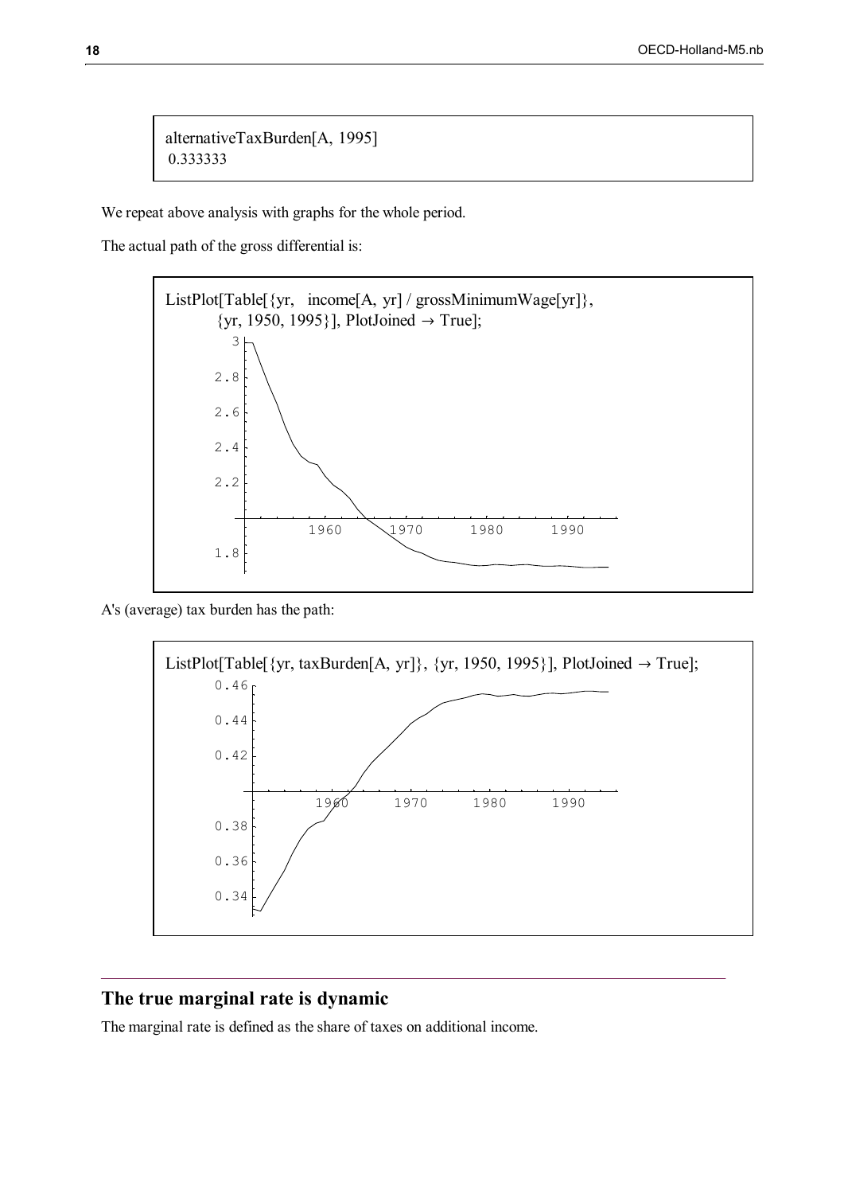```
alternativeTaxBurden[A, 1995]
 0.333333
```

We repeat above analysis with graphs for the whole period.

The actual path of the gross differential is:

```
ListPlot[Table[{yr,  income[A, yr] / grossMinimumWage[yr]},
      {yr, 1950, 1995}], PlotJoined → True];
```

A's (average) tax burden has the path:

```
ListPlot[Table[{yr, taxBurden[A, yr]}, {yr, 1950, 1995}], PlotJoined → True];
```

## The true marginal rate is dynamic

The marginal rate is defined as the share of taxes on additional income.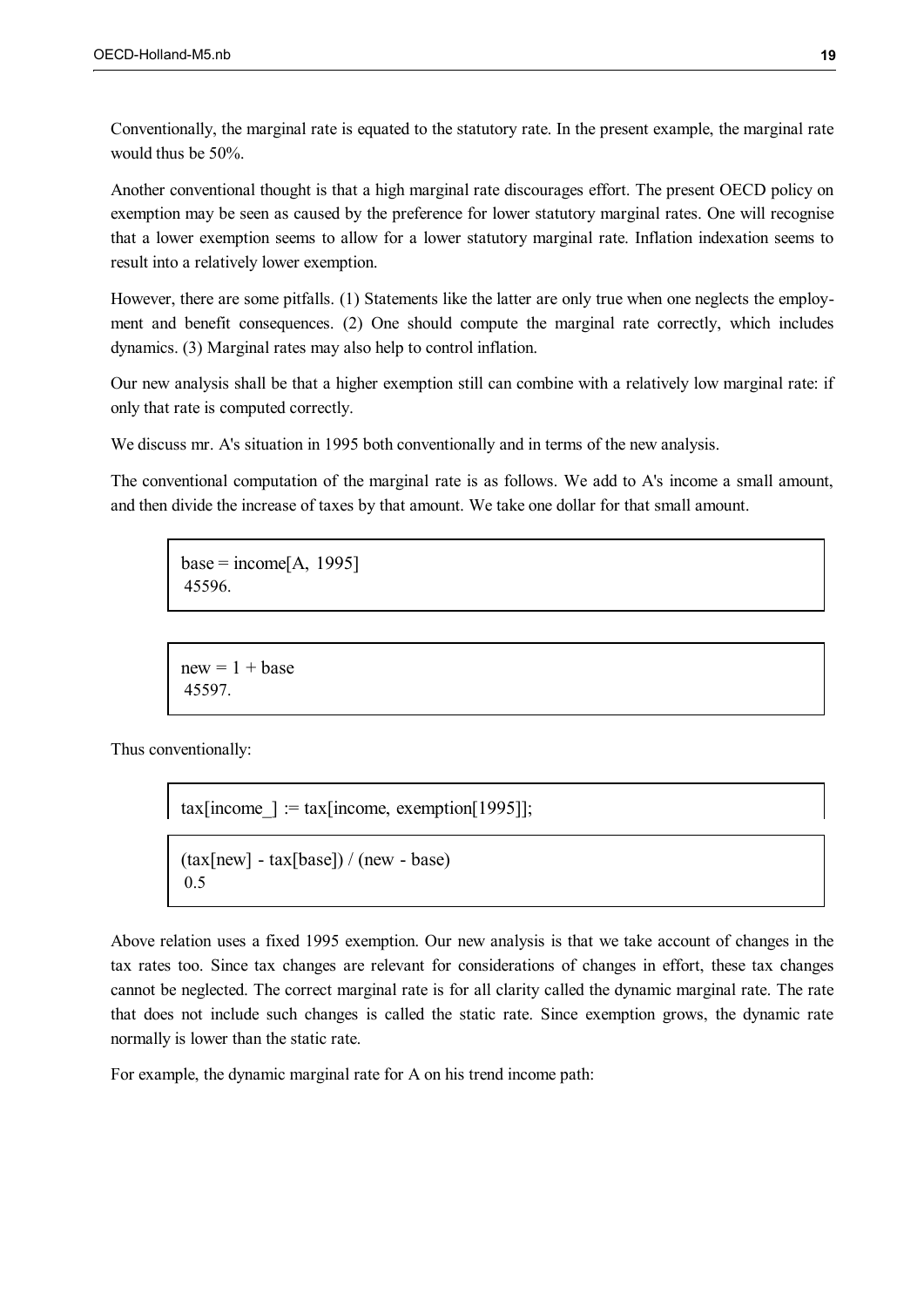Conventionally, the marginal rate is equated to the statutory rate. In the present example, the marginal rate would thus be 50%.

Another conventional thought is that a high marginal rate discourages effort. The present OECD policy on exemption may be seen as caused by the preference for lower statutory marginal rates. One will recognise that a lower exemption seems to allow for a lower statutory marginal rate. Inflation indexation seems to result into a relatively lower exemption.

However, there are some pitfalls. (1) Statements like the latter are only true when one neglects the employment and benefit consequences. (2) One should compute the marginal rate correctly, which includes dynamics. (3) Marginal rates may also help to control inflation.

Our new analysis shall be that a higher exemption still can combine with a relatively low marginal rate: if only that rate is computed correctly.

We discuss mr. A's situation in 1995 both conventionally and in terms of the new analysis.

The conventional computation of the marginal rate is as follows. We add to A's income a small amount, and then divide the increase of taxes by that amount. We take one dollar for that small amount.

```
base = income[A, 1995]
 45596.
```

```
new = 1 + base
 45597.
```

Thus conventionally:

```
tax[income_] := tax[income, exemption[1995]];
```

```
(tax[new] - tax[base]) / (new - base)
 0.5
```

Above relation uses a fixed 1995 exemption. Our new analysis is that we take account of changes in the tax rates too. Since tax changes are relevant for considerations of changes in effort, these tax changes cannot be neglected. The correct marginal rate is for all clarity called the dynamic marginal rate. The rate that does not include such changes is called the static rate. Since exemption grows, the dynamic rate normally is lower than the static rate.

For example, the dynamic marginal rate for A on his trend income path: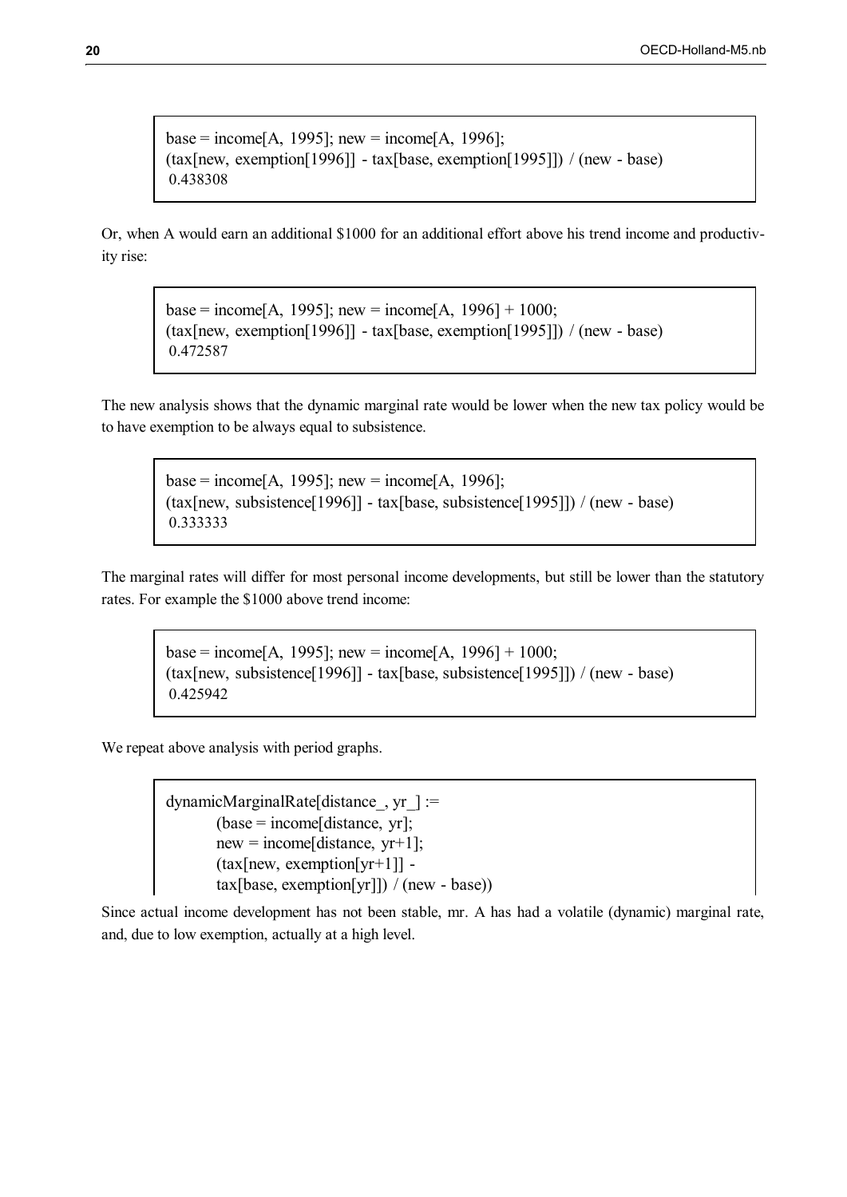```
base = income[A, 1995]; new = income[A, 1996];
(tax[new, exemption[1996]] - tax[base, exemption[1995]]) / (new - base)
0.438308
```

Or, when A would earn an additional $1000 for an additional effort above his trend income and productivity rise:

```
base = income[A, 1995]; new = income[A, 1996] + 1000;
(tax[new, exemption[1996]] - tax[base, exemption[1995]]) / (new - base)
0.472587
```

The new analysis shows that the dynamic marginal rate would be lower when the new tax policy would be to have exemption to be always equal to subsistence.

```
base = income[A, 1995]; new = income[A, 1996];
(tax[new, subsistence[1996]] - tax[base, subsistence[1995]]) / (new - base)
0.333333
```

The marginal rates will differ for most personal income developments, but still be lower than the statutory rates. For example the $1000 above trend income:

```
base = income[A, 1995]; new = income[A, 1996] + 1000;
(tax[new, subsistence[1996]] - tax[base, subsistence[1995]]) / (new - base)
0.425942
```

We repeat above analysis with period graphs.

```
dynamicMarginalRate[distance_, yr_] :=
    (base = income[distance, yr];
    new = income[distance, yr+1];
    (tax[new, exemption[yr+1]] -
    tax[base, exemption[yr]]) / (new - base))
```

Since actual income development has not been stable, mr. A has had a volatile (dynamic) marginal rate, and, due to low exemption, actually at a high level.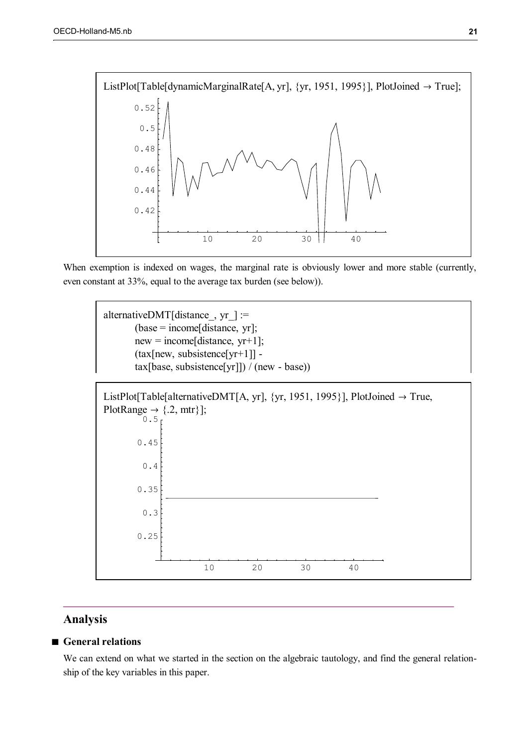```
ListPlot[Table[dynamicMarginalRate[A, yr], {yr, 1951, 1995}], PlotJoined → True];
```

When exemption is indexed on wages, the marginal rate is obviously lower and more stable (currently, even constant at 33%, equal to the average tax burden (see below)).

```
alternativeDMT[distance_, yr_] :=
        (base = income[distance, yr];
        new = income[distance, yr+1];
        (tax[new, subsistence[yr+1]] -
        tax[base, subsistence[yr]]) / (new - base))
```

```
ListPlot[Table[alternativeDMT[A, yr], {yr, 1951, 1995}], PlotJoined → True,
PlotRange → {.2, mtr}];
```

## Analysis

### ■ General relations

We can extend on what we started in the section on the algebraic tautology, and find the general relationship of the key variables in this paper.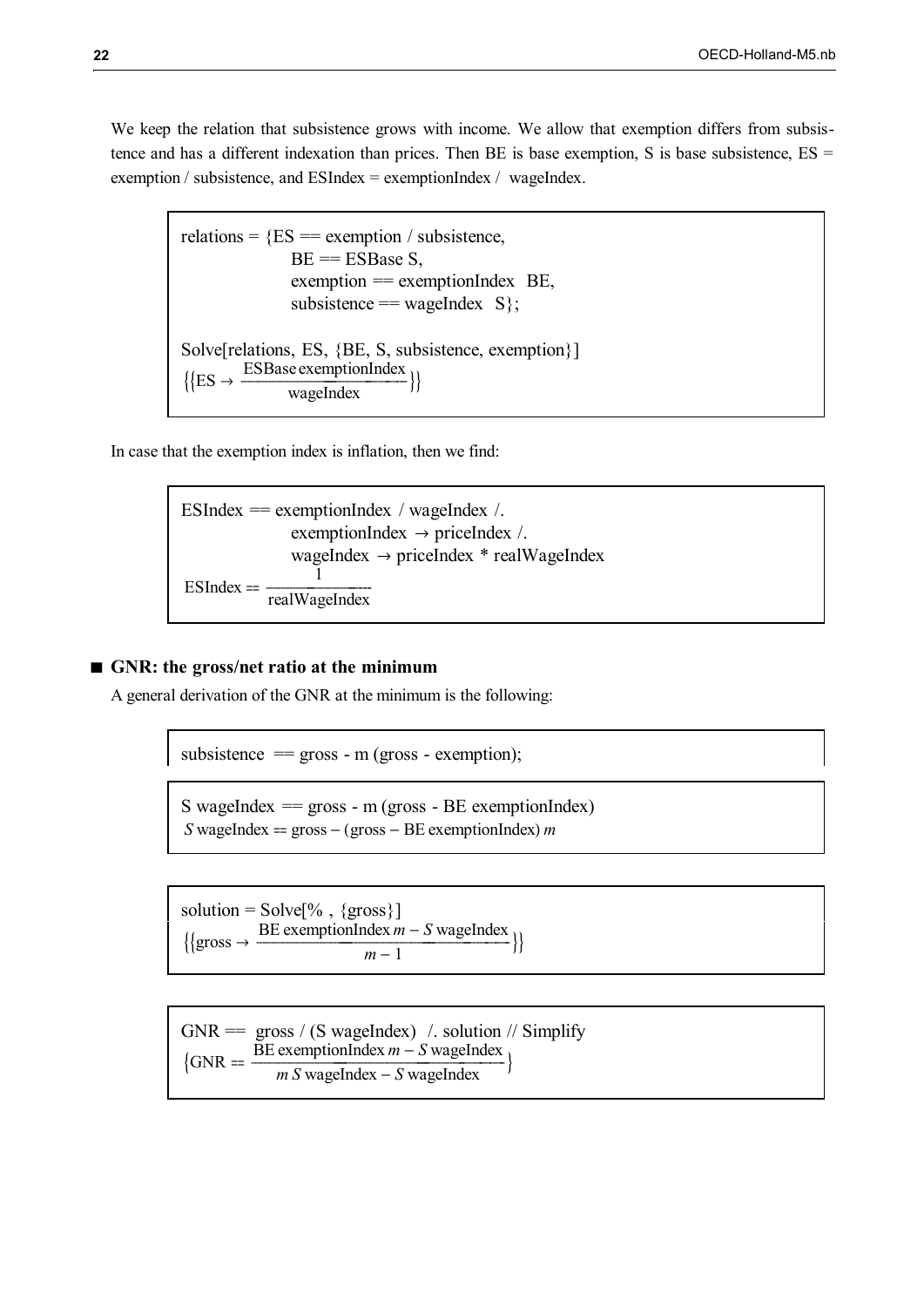We keep the relation that subsistence grows with income. We allow that exemption differs from subsistence and has a different indexation than prices. Then BE is base exemption, S is base subsistence, ES = exemption / subsistence, and ESIndex = exemptionIndex / wageIndex.

```
relations = {ES == exemption / subsistence,
             BE == ESBase S,
             exemption == exemptionIndex  BE,
             subsistence == wageIndex  S};

Solve[relations, ES, {BE, S, subsistence, exemption}]
```

$$\left\{\left\{\text{ES} \to \frac{\text{ESBase exemptionIndex}}{\text{wageIndex}}\right\}\right\}$$

In case that the exemption index is inflation, then we find:

```
ESIndex == exemptionIndex / wageIndex /.
             exemptionIndex → priceIndex /.
             wageIndex → priceIndex * realWageIndex
```

$$\text{ESIndex} == \frac{1}{\text{realWageIndex}}$$

## ■ GNR: the gross/net ratio at the minimum

A general derivation of the GNR at the minimum is the following:

```
subsistence  == gross - m (gross - exemption);
```

```
S wageIndex == gross - m (gross - BE exemptionIndex)
```

$$S\ \text{wageIndex} == \text{gross} - (\text{gross} - \text{BE exemptionIndex})\ m$$

```
solution = Solve[% , {gross}]
```

$$\left\{\left\{\text{gross} \to \frac{\text{BE exemptionIndex}\ m - S\ \text{wageIndex}}{m - 1}\right\}\right\}$$

```
GNR ==  gross / (S wageIndex)  /. solution // Simplify
```

$$\left\{\text{GNR} == \frac{\text{BE exemptionIndex}\ m - S\ \text{wageIndex}}{m\ S\ \text{wageIndex} - S\ \text{wageIndex}}\right\}$$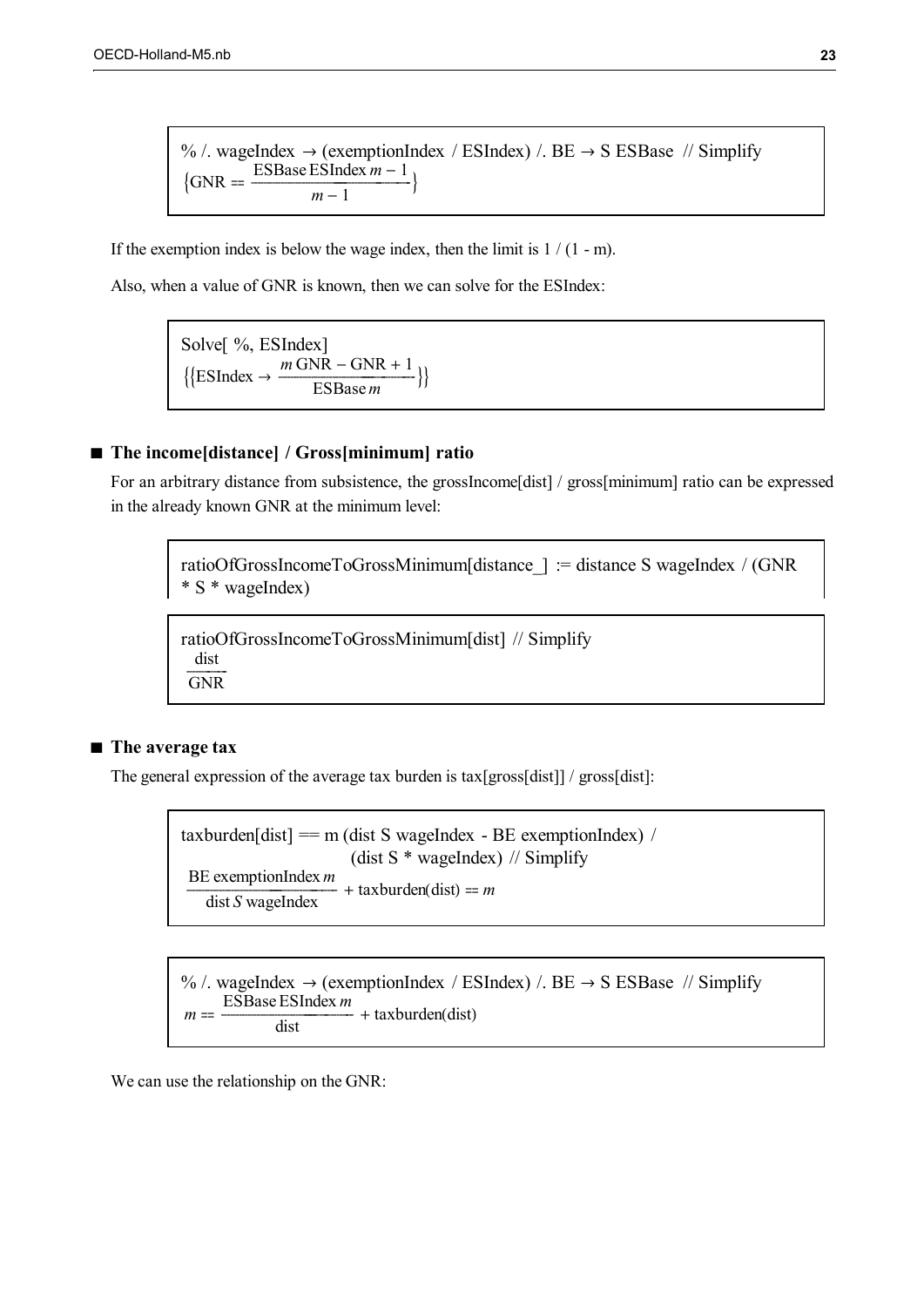```
% /. wageIndex → (exemptionIndex / ESIndex) /. BE → S ESBase  // Simplify
```

$$\left\{\text{GNR} == \frac{\text{ESBase ESIndex } m - 1}{m - 1}\right\}$$

If the exemption index is below the wage index, then the limit is 1 / (1 - m).

Also, when a value of GNR is known, then we can solve for the ESIndex:

```
Solve[ %, ESIndex]
```

$$\left\{\left\{\text{ESIndex} \to \frac{m\,\text{GNR} - \text{GNR} + 1}{\text{ESBase}\, m}\right\}\right\}$$

## ■ The income[distance] / Gross[minimum] ratio

For an arbitrary distance from subsistence, the grossIncome[dist] / gross[minimum] ratio can be expressed in the already known GNR at the minimum level:

```
ratioOfGrossIncomeToGrossMinimum[distance_] := distance S wageIndex / (GNR * S * wageIndex)
```

```
ratioOfGrossIncomeToGrossMinimum[dist] // Simplify
```

$$\frac{\text{dist}}{\text{GNR}}$$

## ■ The average tax

The general expression of the average tax burden is tax[gross[dist]] / gross[dist]:

```
taxburden[dist] == m (dist S wageIndex - BE exemptionIndex) /
                    (dist S * wageIndex) // Simplify
```

$$\frac{\text{BE exemptionIndex } m}{\text{dist } S \text{ wageIndex}} + \text{taxburden(dist)} == m$$

```
% /. wageIndex → (exemptionIndex / ESIndex) /. BE → S ESBase  // Simplify
```

$$m == \frac{\text{ESBase ESIndex } m}{\text{dist}} + \text{taxburden(dist)}$$

We can use the relationship on the GNR: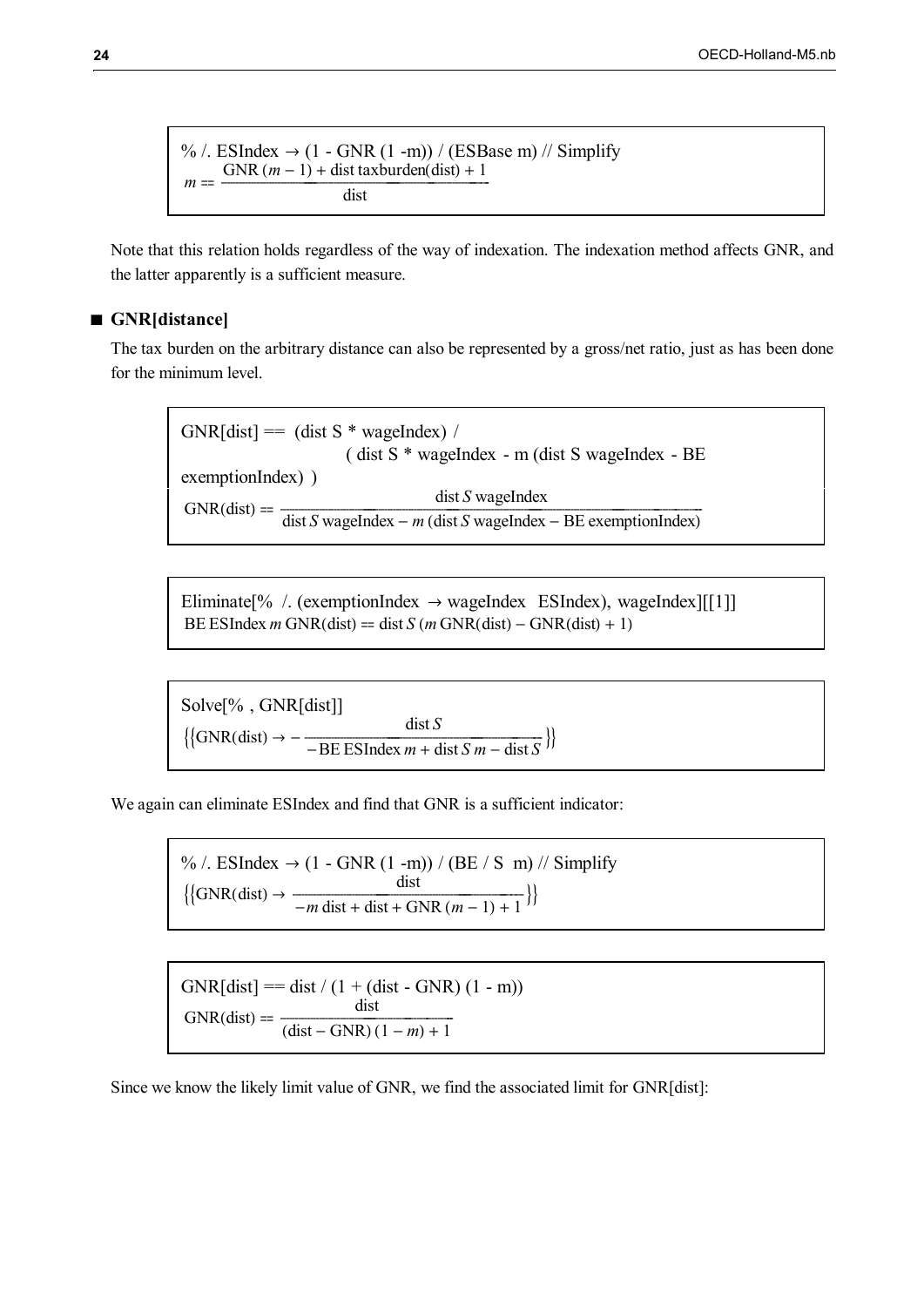```
% /. ESIndex → (1 - GNR (1 -m)) / (ESBase m) // Simplify
```

$$m == \frac{\text{GNR}\,(m-1) + \text{dist taxburden(dist)} + 1}{\text{dist}}$$

Note that this relation holds regardless of the way of indexation. The indexation method affects GNR, and the latter apparently is a sufficient measure.

## ■ GNR[distance]

The tax burden on the arbitrary distance can also be represented by a gross/net ratio, just as has been done for the minimum level.

```
GNR[dist] ==  (dist S * wageIndex) /
                    ( dist S * wageIndex - m (dist S wageIndex - BE
exemptionIndex) )
```

$$\text{GNR(dist)} == \frac{\text{dist}\, S \text{ wageIndex}}{\text{dist}\, S \text{ wageIndex} - m\,(\text{dist}\, S \text{ wageIndex} - \text{BE exemptionIndex})}$$

```
Eliminate[% /. (exemptionIndex → wageIndex  ESIndex), wageIndex][[1]]
```

$$\text{BE ESIndex}\, m\, \text{GNR(dist)} == \text{dist}\, S\, (m\, \text{GNR(dist)} - \text{GNR(dist)} + 1)$$

```
Solve[% , GNR[dist]]
```

$$\left\{\left\{\text{GNR(dist)} \to -\frac{\text{dist}\, S}{-\text{BE ESIndex}\, m + \text{dist}\, S\, m - \text{dist}\, S}\right\}\right\}$$

We again can eliminate ESIndex and find that GNR is a sufficient indicator:

```
% /. ESIndex → (1 - GNR (1 -m)) / (BE / S  m) // Simplify
```

$$\left\{\left\{\text{GNR(dist)} \to \frac{\text{dist}}{-m\, \text{dist} + \text{dist} + \text{GNR}\,(m-1) + 1}\right\}\right\}$$

```
GNR[dist] == dist / (1 + (dist - GNR) (1 - m))
```

$$\text{GNR(dist)} == \frac{\text{dist}}{(\text{dist} - \text{GNR})\,(1-m) + 1}$$

Since we know the likely limit value of GNR, we find the associated limit for GNR[dist]: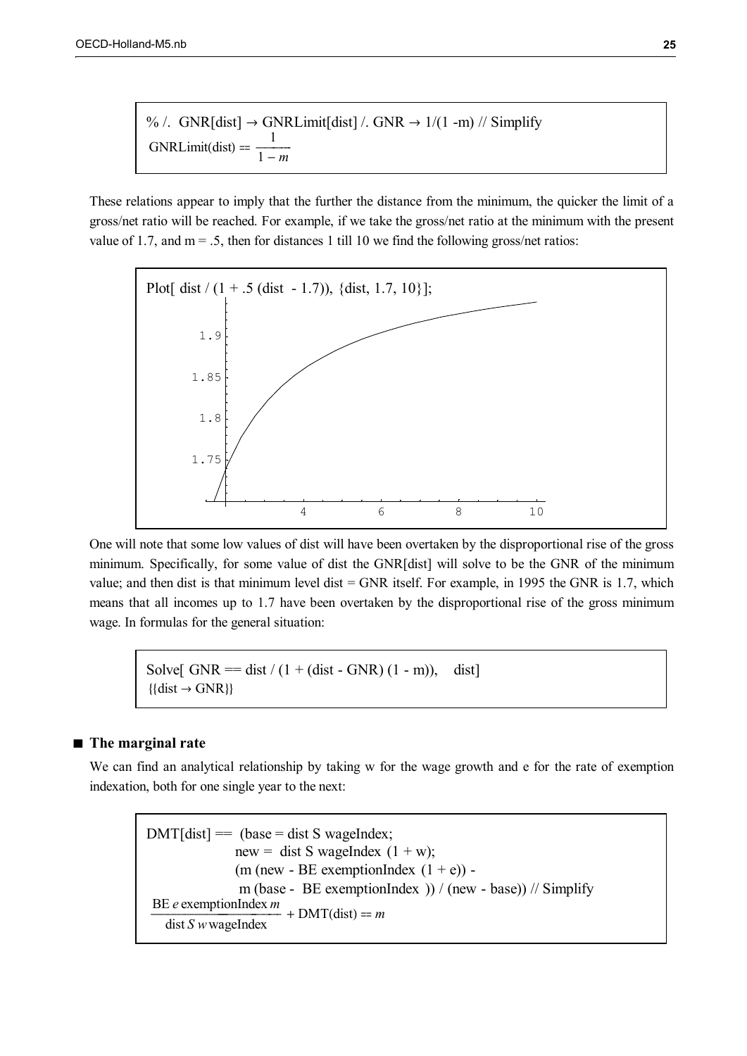```
% /.  GNR[dist] → GNRLimit[dist] /. GNR → 1/(1 -m) // Simplify
```

$$\text{GNRLimit}(\text{dist}) == \frac{1}{1-m}$$

These relations appear to imply that the further the distance from the minimum, the quicker the limit of a gross/net ratio will be reached. For example, if we take the gross/net ratio at the minimum with the present value of 1.7, and m = .5, then for distances 1 till 10 we find the following gross/net ratios:

```
Plot[ dist / (1 + .5 (dist  - 1.7)), {dist, 1.7, 10}];
```

One will note that some low values of dist will have been overtaken by the disproportional rise of the gross minimum. Specifically, for some value of dist the GNR[dist] will solve to be the GNR of the minimum value; and then dist is that minimum level dist = GNR itself. For example, in 1995 the GNR is 1.7, which means that all incomes up to 1.7 have been overtaken by the disproportional rise of the gross minimum wage. In formulas for the general situation:

```
Solve[ GNR == dist / (1 + (dist - GNR) (1 - m)),    dist]
{{dist → GNR}}
```

## ■ The marginal rate

We can find an analytical relationship by taking w for the wage growth and e for the rate of exemption indexation, both for one single year to the next:

```
DMT[dist] ==  (base = dist S wageIndex;
              new =  dist S wageIndex  (1 + w);
              (m (new - BE exemptionIndex  (1 + e)) -
               m (base -  BE exemptionIndex  )) / (new - base)) // Simplify
```

$$\frac{\text{BE}\, e\, \text{exemptionIndex}\, m}{\text{dist}\, S\, w\, \text{wageIndex}} + \text{DMT}(\text{dist}) == m$$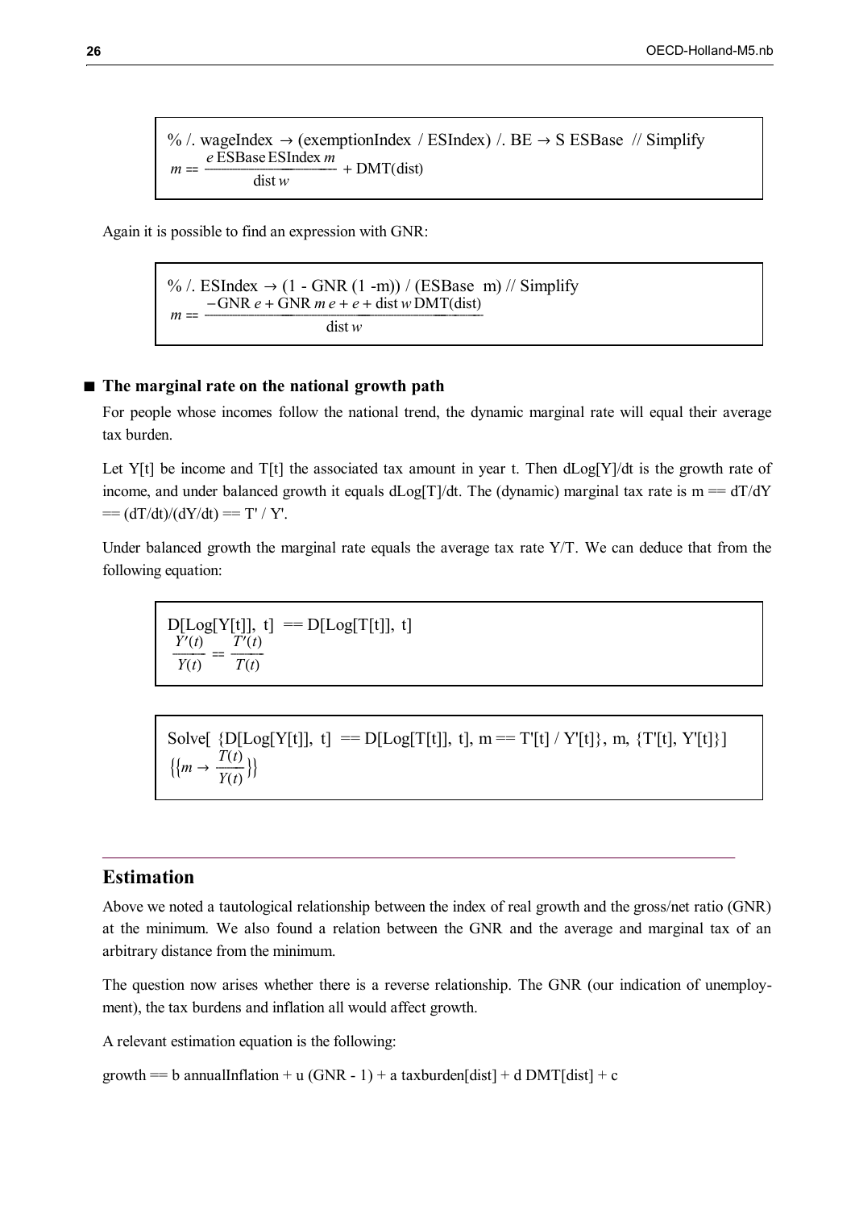```
% /. wageIndex → (exemptionIndex / ESIndex) /. BE → S ESBase // Simplify
```

$$m == \frac{e\,\text{ESBase}\,\text{ESIndex}\,m}{\text{dist}\,w} + \text{DMT}(\text{dist})$$

Again it is possible to find an expression with GNR:

```
% /. ESIndex → (1 - GNR (1 -m)) / (ESBase m) // Simplify
```

$$m == \frac{-\text{GNR}\,e + \text{GNR}\,m\,e + e + \text{dist}\,w\,\text{DMT}(\text{dist})}{\text{dist}\,w}$$

## ■ The marginal rate on the national growth path

For people whose incomes follow the national trend, the dynamic marginal rate will equal their average tax burden.

Let Y[t] be income and T[t] the associated tax amount in year t. Then dLog[Y]/dt is the growth rate of income, and under balanced growth it equals dLog[T]/dt. The (dynamic) marginal tax rate is m == dT/dY == (dT/dt)/(dY/dt) == T' / Y'.

Under balanced growth the marginal rate equals the average tax rate Y/T. We can deduce that from the following equation:

```
D[Log[Y[t]], t] == D[Log[T[t]], t]
```

$$\frac{Y'(t)}{Y(t)} == \frac{T'(t)}{T(t)}$$

```
Solve[ {D[Log[Y[t]], t] == D[Log[T[t]], t], m == T'[t] / Y'[t]}, m, {T'[t], Y'[t]}]
```

$$\left\{\left\{m \to \frac{T(t)}{Y(t)}\right\}\right\}$$

---

## Estimation

Above we noted a tautological relationship between the index of real growth and the gross/net ratio (GNR) at the minimum. We also found a relation between the GNR and the average and marginal tax of an arbitrary distance from the minimum.

The question now arises whether there is a reverse relationship. The GNR (our indication of unemployment), the tax burdens and inflation all would affect growth.

A relevant estimation equation is the following:

growth == b annualInflation + u (GNR - 1) + a taxburden[dist] + d DMT[dist] + c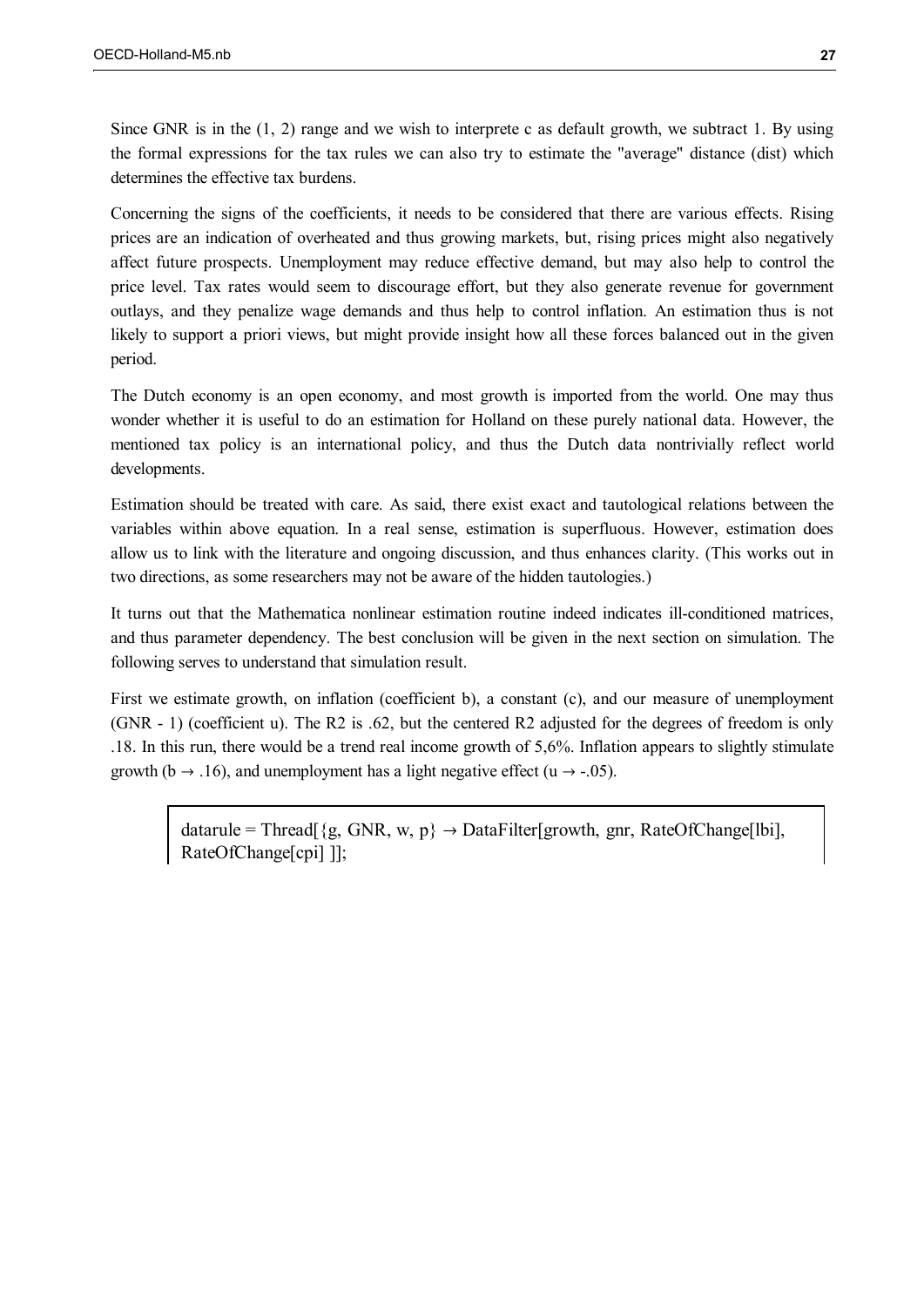Since GNR is in the (1, 2) range and we wish to interprete c as default growth, we subtract 1. By using the formal expressions for the tax rules we can also try to estimate the "average" distance (dist) which determines the effective tax burdens.

Concerning the signs of the coefficients, it needs to be considered that there are various effects. Rising prices are an indication of overheated and thus growing markets, but, rising prices might also negatively affect future prospects. Unemployment may reduce effective demand, but may also help to control the price level. Tax rates would seem to discourage effort, but they also generate revenue for government outlays, and they penalize wage demands and thus help to control inflation. An estimation thus is not likely to support a priori views, but might provide insight how all these forces balanced out in the given period.

The Dutch economy is an open economy, and most growth is imported from the world. One may thus wonder whether it is useful to do an estimation for Holland on these purely national data. However, the mentioned tax policy is an international policy, and thus the Dutch data nontrivially reflect world developments.

Estimation should be treated with care. As said, there exist exact and tautological relations between the variables within above equation. In a real sense, estimation is superfluous. However, estimation does allow us to link with the literature and ongoing discussion, and thus enhances clarity. (This works out in two directions, as some researchers may not be aware of the hidden tautologies.)

It turns out that the Mathematica nonlinear estimation routine indeed indicates ill-conditioned matrices, and thus parameter dependency. The best conclusion will be given in the next section on simulation. The following serves to understand that simulation result.

First we estimate growth, on inflation (coefficient b), a constant (c), and our measure of unemployment (GNR - 1) (coefficient u). The $R^2$ is .62, but the centered $R^2$ adjusted for the degrees of freedom is only .18. In this run, there would be a trend real income growth of 5,6%. Inflation appears to slightly stimulate growth ($b \to .16$), and unemployment has a light negative effect ($u \to -.05$).

```
datarule = Thread[{g, GNR, w, p} → DataFilter[growth, gnr, RateOfChange[lbi],
RateOfChange[cpi] ]];
```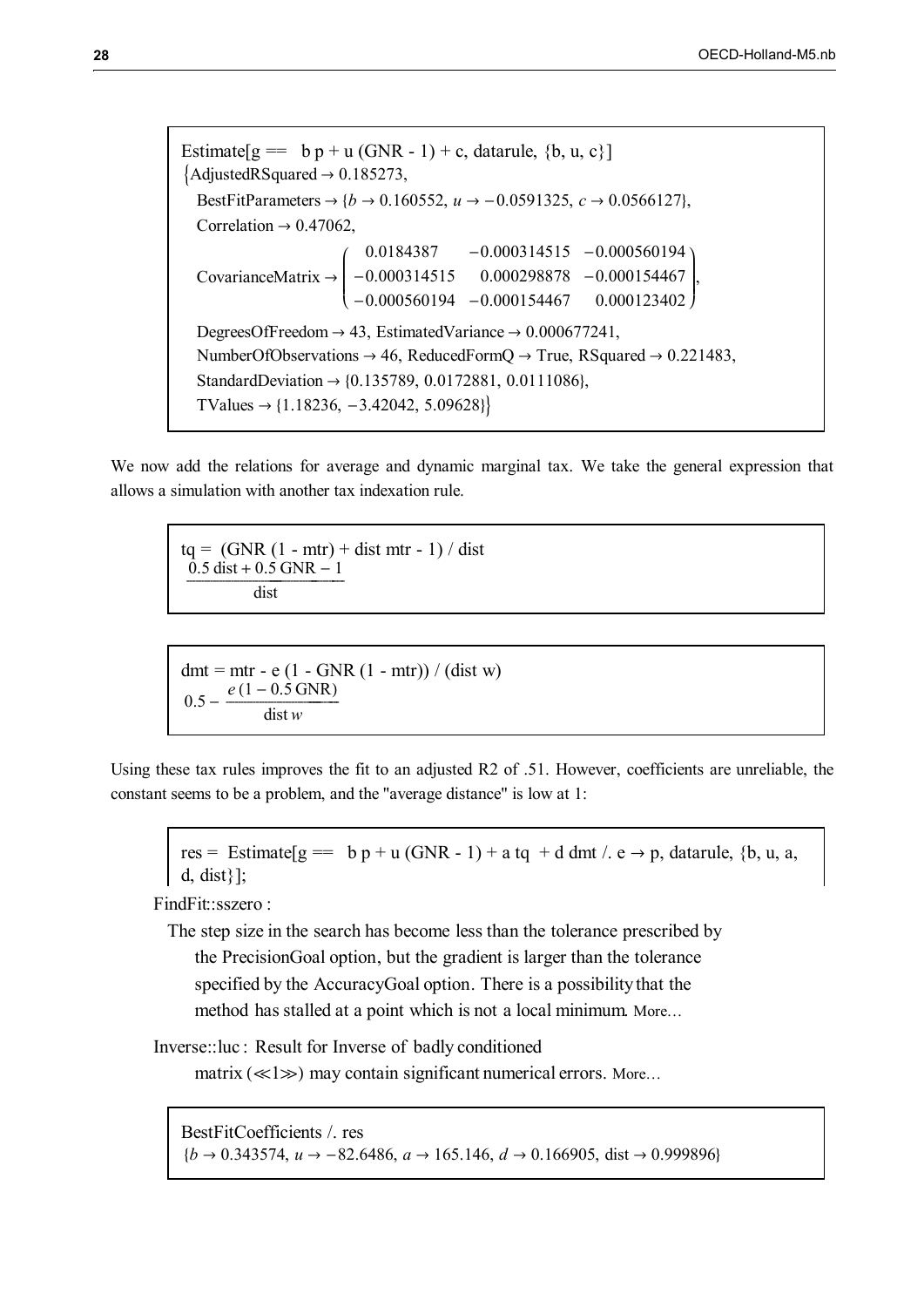```
Estimate[g ==  b p + u (GNR - 1) + c, datarule, {b, u, c}]
{AdjustedRSquared → 0.185273,
  BestFitParameters → {b → 0.160552, u → -0.0591325, c → 0.0566127},
  Correlation → 0.47062,
  CovarianceMatrix → ( 0.0184387     -0.000314515  -0.000560194
                      -0.000314515    0.000298878  -0.000154467
                      -0.000560194   -0.000154467   0.000123402 ),
  DegreesOfFreedom → 43, EstimatedVariance → 0.000677241,
  NumberOfObservations → 46, ReducedFormQ → True, RSquared → 0.221483,
  StandardDeviation → {0.135789, 0.0172881, 0.0111086},
  TValues → {1.18236, -3.42042, 5.09628}}
```

We now add the relations for average and dynamic marginal tax. We take the general expression that allows a simulation with another tax indexation rule.

```
tq = (GNR (1 - mtr) + dist mtr - 1) / dist
```

$$\frac{0.5\,\text{dist} + 0.5\,\text{GNR} - 1}{\text{dist}}$$

```
dmt = mtr - e (1 - GNR (1 - mtr)) / (dist w)
```

$$0.5 - \frac{e\,(1 - 0.5\,\text{GNR})}{\text{dist}\;w}$$

Using these tax rules improves the fit to an adjusted R2 of .51. However, coefficients are unreliable, the constant seems to be a problem, and the "average distance" is low at 1:

```
res = Estimate[g ==  b p + u (GNR - 1) + a tq  + d dmt /. e → p, datarule, {b, u, a, d, dist}];
```

FindFit::sszero :

The step size in the search has become less than the tolerance prescribed by the PrecisionGoal option, but the gradient is larger than the tolerance specified by the AccuracyGoal option. There is a possibility that the method has stalled at a point which is not a local minimum. More…

Inverse::luc : Result for Inverse of badly conditioned matrix (≪1≫) may contain significant numerical errors. More…

```
BestFitCoefficients /. res
{b → 0.343574, u → -82.6486, a → 165.146, d → 0.166905, dist → 0.999896}
```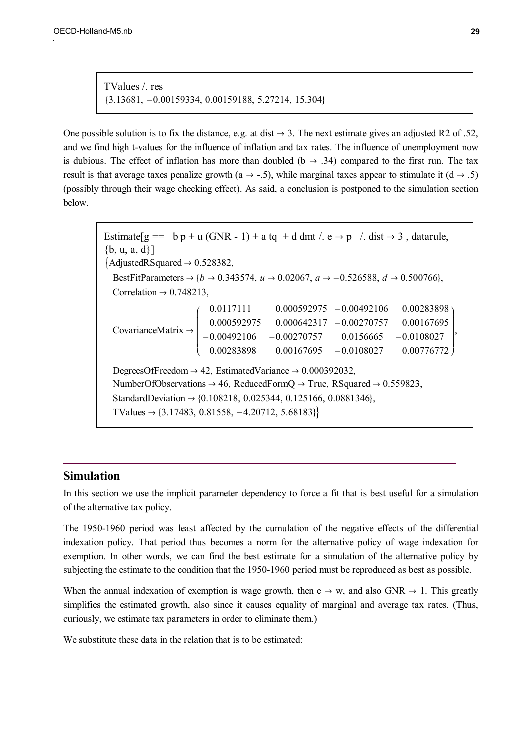```
TValues /. res
{3.13681, −0.00159334, 0.00159188, 5.27214, 15.304}
```

One possible solution is to fix the distance, e.g. at dist → 3. The next estimate gives an adjusted R2 of .52, and we find high t-values for the influence of inflation and tax rates. The influence of unemployment now is dubious. The effect of inflation has more than doubled (b → .34) compared to the first run. The tax result is that average taxes penalize growth (a → -.5), while marginal taxes appear to stimulate it (d → .5) (possibly through their wage checking effect). As said, a conclusion is postponed to the simulation section below.

```
Estimate[g ==  b p + u (GNR - 1) + a tq  + d dmt /. e → p  /. dist → 3 , datarule,
{b, u, a, d}]
{AdjustedRSquared → 0.528382,
  BestFitParameters → {b → 0.343574, u → 0.02067, a → −0.526588, d → 0.500766},
  Correlation → 0.748213,
  CovarianceMatrix → (  0.0117111     0.000592975  −0.00492106    0.00283898
                        0.000592975   0.000642317  −0.00270757    0.00167695
                       −0.00492106   −0.00270757    0.0156665    −0.0108027
                        0.00283898    0.00167695   −0.0108027     0.00776772 ),
  DegreesOfFreedom → 42, EstimatedVariance → 0.000392032,
  NumberOfObservations → 46, ReducedFormQ → True, RSquared → 0.559823,
  StandardDeviation → {0.108218, 0.025344, 0.125166, 0.0881346},
  TValues → {3.17483, 0.81558, −4.20712, 5.68183}}
```

## Simulation

In this section we use the implicit parameter dependency to force a fit that is best useful for a simulation of the alternative tax policy.

The 1950-1960 period was least affected by the cumulation of the negative effects of the differential indexation policy. That period thus becomes a norm for the alternative policy of wage indexation for exemption. In other words, we can find the best estimate for a simulation of the alternative policy by subjecting the estimate to the condition that the 1950-1960 period must be reproduced as best as possible.

When the annual indexation of exemption is wage growth, then e → w, and also GNR → 1. This greatly simplifies the estimated growth, also since it causes equality of marginal and average tax rates. (Thus, curiously, we estimate tax parameters in order to eliminate them.)

We substitute these data in the relation that is to be estimated: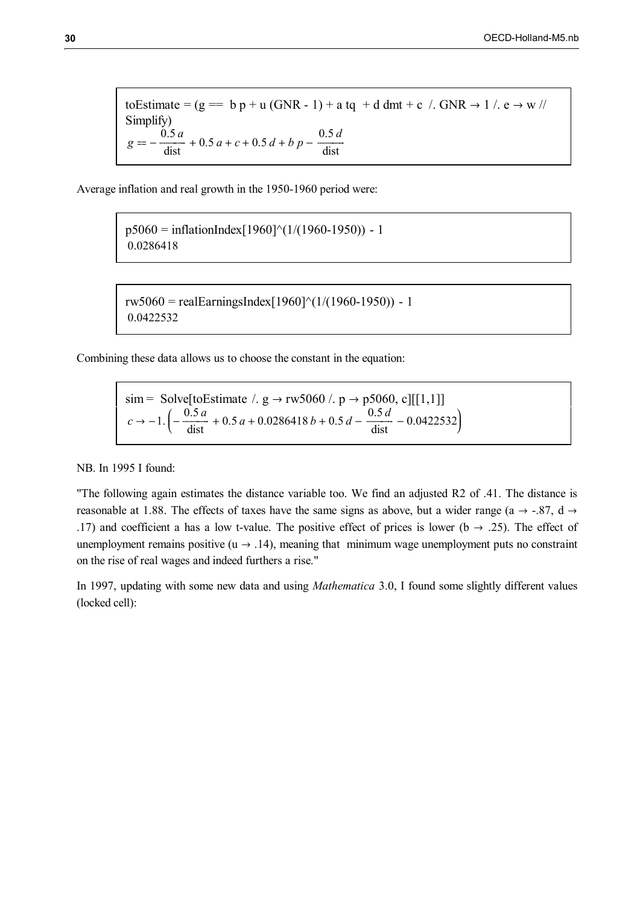```
toEstimate = (g ==  b p + u (GNR - 1) + a tq  + d dmt + c  /. GNR → 1 /. e → w // Simplify)
```

$$g == -\frac{0.5\,a}{\text{dist}} + 0.5\,a + c + 0.5\,d + b\,p - \frac{0.5\,d}{\text{dist}}$$

Average inflation and real growth in the 1950-1960 period were:

```
p5060 = inflationIndex[1960]^(1/(1960-1950)) - 1
```

0.0286418

```
rw5060 = realEarningsIndex[1960]^(1/(1960-1950)) - 1
```

0.0422532

Combining these data allows us to choose the constant in the equation:

```
sim =  Solve[toEstimate /. g → rw5060 /. p → p5060, c][[1,1]]
```

$$c \to -1.\left(-\frac{0.5\,a}{\text{dist}} + 0.5\,a + 0.0286418\,b + 0.5\,d - \frac{0.5\,d}{\text{dist}} - 0.0422532\right)$$

NB. In 1995 I found:

"The following again estimates the distance variable too. We find an adjusted R2 of .41. The distance is reasonable at 1.88. The effects of taxes have the same signs as above, but a wider range ($a \to -.87$, $d \to .17$) and coefficient a has a low t-value. The positive effect of prices is lower ($b \to .25$). The effect of unemployment remains positive ($u \to .14$), meaning that minimum wage unemployment puts no constraint on the rise of real wages and indeed furthers a rise."

In 1997, updating with some new data and using *Mathematica* 3.0, I found some slightly different values (locked cell):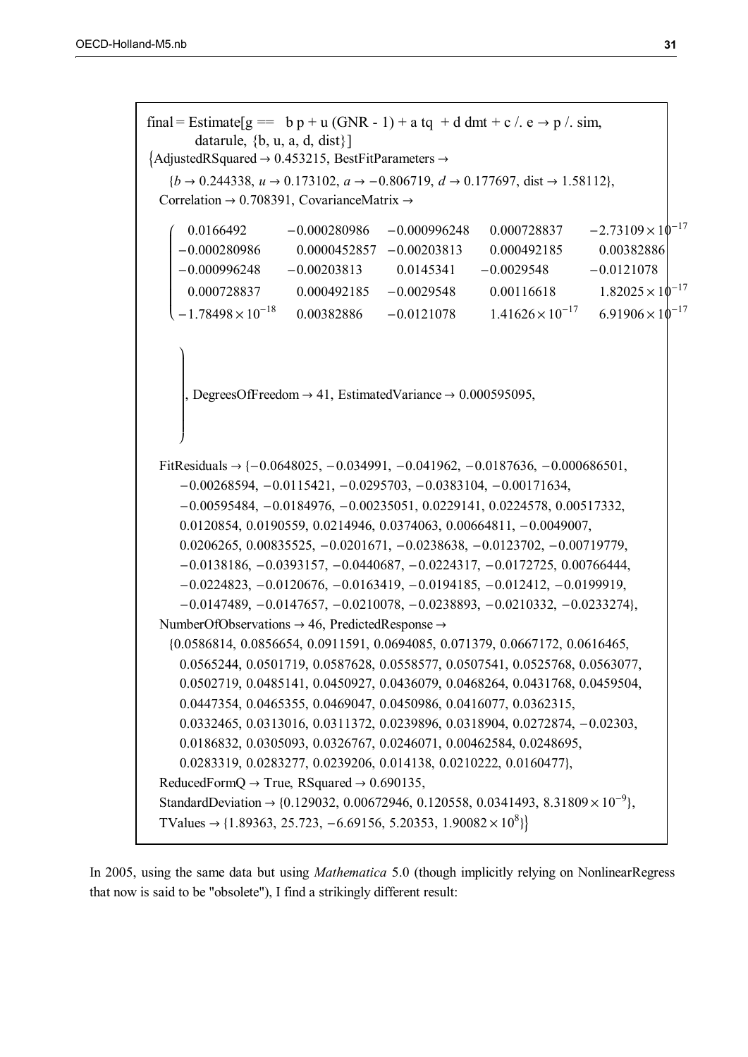```
final = Estimate[g ==   b p + u (GNR - 1) + a tq  + d dmt + c /. e → p /. sim,
        datarule, {b, u, a, d, dist}]
{AdjustedRSquared → 0.453215, BestFitParameters →
   {b → 0.244338, u → 0.173102, a → −0.806719, d → 0.177697, dist → 1.58112},
  Correlation → 0.708391, CovarianceMatrix →

   ( 0.0166492          −0.000280986   −0.000996248   0.000728837         −2.73109×10^-17
     −0.000280986        0.0000452857  −0.00203813    0.000492185          0.00382886
     −0.000996248       −0.00203813     0.0145341    −0.0029548           −0.0121078
      0.000728837        0.000492185   −0.0029548     0.00116618           1.82025×10^-17
     −1.78498×10^-18     0.00382886    −0.0121078     1.41626×10^-17       6.91906×10^-17

   ), DegreesOfFreedom → 41, EstimatedVariance → 0.000595095,

  FitResiduals → {−0.0648025, −0.034991, −0.041962, −0.0187636, −0.000686501,
     −0.00268594, −0.0115421, −0.0295703, −0.0383104, −0.00171634,
     −0.00595484, −0.0184976, −0.00235051, 0.0229141, 0.0224578, 0.00517332,
     0.0120854, 0.0190559, 0.0214946, 0.0374063, 0.00664811, −0.0049007,
     0.0206265, 0.00835525, −0.0201671, −0.0238638, −0.0123702, −0.00719779,
     −0.0138186, −0.0393157, −0.0440687, −0.0224317, −0.0172725, 0.00766444,
     −0.0224823, −0.0120676, −0.0163419, −0.0194185, −0.012412, −0.0199919,
     −0.0147489, −0.0147657, −0.0210078, −0.0238893, −0.0210332, −0.0233274},
  NumberOfObservations → 46, PredictedResponse →
   {0.0586814, 0.0856654, 0.0911591, 0.0694085, 0.071379, 0.0667172, 0.0616465,
     0.0565244, 0.0501719, 0.0587628, 0.0558577, 0.0507541, 0.0525768, 0.0563077,
     0.0502719, 0.0485141, 0.0450927, 0.0436079, 0.0468264, 0.0431768, 0.0459504,
     0.0447354, 0.0465355, 0.0469047, 0.0450986, 0.0416077, 0.0362315,
     0.0332465, 0.0313016, 0.0311372, 0.0239896, 0.0318904, 0.0272874, −0.02303,
     0.0186832, 0.0305093, 0.0326767, 0.0246071, 0.00462584, 0.0248695,
     0.0283319, 0.0283277, 0.0239206, 0.014138, 0.0210222, 0.0160477},
  ReducedFormQ → True, RSquared → 0.690135,
  StandardDeviation → {0.129032, 0.00672946, 0.120558, 0.0341493, 8.31809×10^-9},
  TValues → {1.89363, 25.723, −6.69156, 5.20353, 1.90082×10^8}}
```

In 2005, using the same data but using *Mathematica* 5.0 (though implicitly relying on NonlinearRegress that now is said to be "obsolete"), I find a strikingly different result: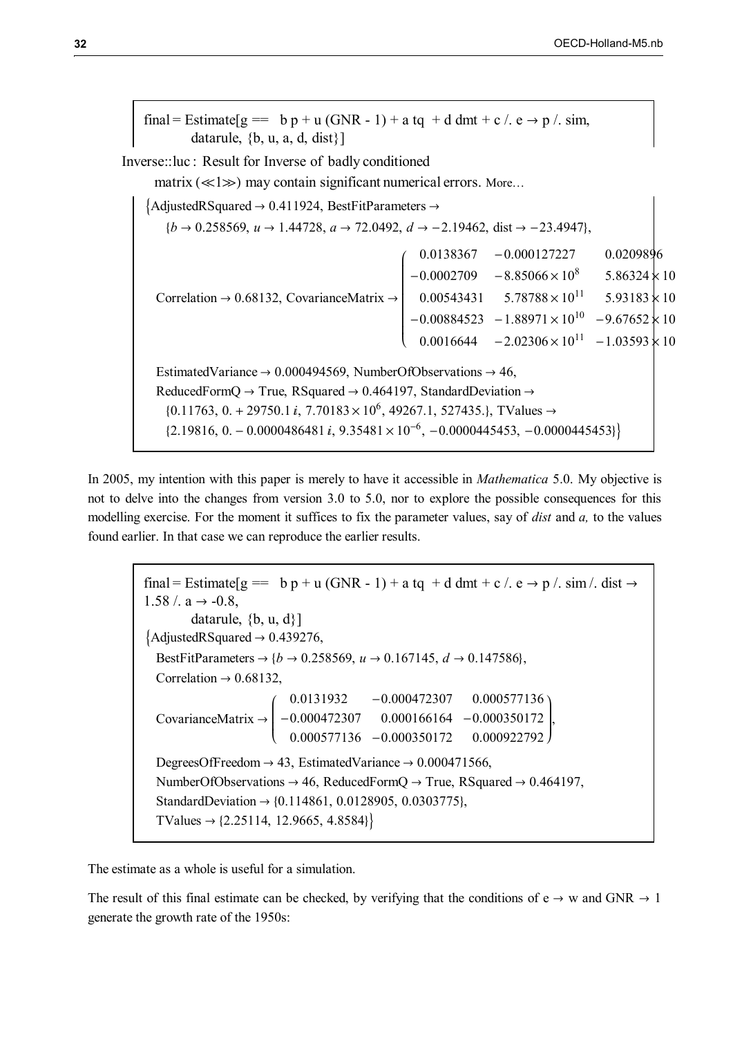```
final = Estimate[g ==  b p + u (GNR - 1) + a tq  + d dmt + c /. e → p /. sim,
        datarule, {b, u, a, d, dist}]
```

Inverse::luc : Result for Inverse of badly conditioned matrix (≪1≫) may contain significant numerical errors. More…

{AdjustedRSquared → 0.411924, BestFitParameters →
  {$b$ → 0.258569, $u$ → 1.44728, $a$ → 72.0492, $d$ → −2.19462, dist → −23.4947},

Correlation → 0.68132, CovarianceMatrix →

$$\begin{pmatrix} 0.0138367 & -0.000127227 & 0.0209896 \\ -0.0002709 & -8.85066\times 10^{8} & 5.86324\times 10 \\ 0.00543431 & 5.78788\times 10^{11} & 5.93183\times 10 \\ -0.00884523 & -1.88971\times 10^{10} & -9.67652\times 10 \\ 0.0016644 & -2.02306\times 10^{11} & -1.03593\times 10 \end{pmatrix}$$

EstimatedVariance → 0.000494569, NumberOfObservations → 46,
ReducedFormQ → True, RSquared → 0.464197, StandardDeviation →
  {0.11763, 0. + 29750.1 $i$, $7.70183\times 10^{6}$, 49267.1, 527435.}, TValues →
  {2.19816, 0. − 0.0000486481 $i$, $9.35481\times 10^{-6}$, −0.0000445453, −0.0000445453}}

In 2005, my intention with this paper is merely to have it accessible in *Mathematica* 5.0. My objective is not to delve into the changes from version 3.0 to 5.0, nor to explore the possible consequences for this modelling exercise. For the moment it suffices to fix the parameter values, say of *dist* and *a,* to the values found earlier. In that case we can reproduce the earlier results.

```
final = Estimate[g ==  b p + u (GNR - 1) + a tq  + d dmt + c /. e → p /. sim /. dist →
1.58 /. a → -0.8,
        datarule, {b, u, d}]
```

{AdjustedRSquared → 0.439276,
BestFitParameters → {$b$ → 0.258569, $u$ → 0.167145, $d$ → 0.147586},
Correlation → 0.68132,

CovarianceMatrix →

$$\begin{pmatrix} 0.0131932 & -0.000472307 & 0.000577136 \\ -0.000472307 & 0.000166164 & -0.000350172 \\ 0.000577136 & -0.000350172 & 0.000922792 \end{pmatrix},$$

DegreesOfFreedom → 43, EstimatedVariance → 0.000471566,
NumberOfObservations → 46, ReducedFormQ → True, RSquared → 0.464197,
StandardDeviation → {0.114861, 0.0128905, 0.0303775},
TValues → {2.25114, 12.9665, 4.8584}}

The estimate as a whole is useful for a simulation.

The result of this final estimate can be checked, by verifying that the conditions of e → w and GNR → 1 generate the growth rate of the 1950s: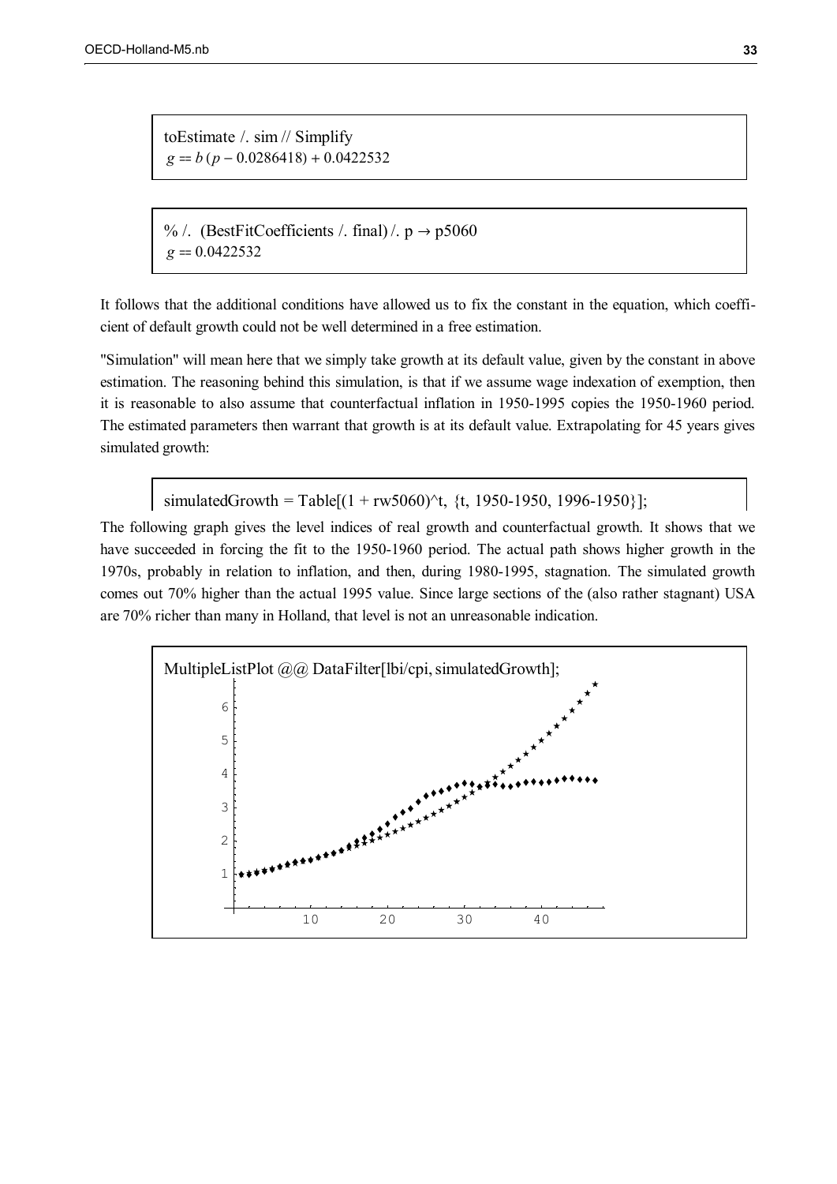```
toEstimate /. sim // Simplify
g == b (p − 0.0286418) + 0.0422532
```

```
% /. (BestFitCoefficients /. final) /. p → p5060
g == 0.0422532
```

It follows that the additional conditions have allowed us to fix the constant in the equation, which coefficient of default growth could not be well determined in a free estimation.

"Simulation" will mean here that we simply take growth at its default value, given by the constant in above estimation. The reasoning behind this simulation, is that if we assume wage indexation of exemption, then it is reasonable to also assume that counterfactual inflation in 1950-1995 copies the 1950-1960 period. The estimated parameters then warrant that growth is at its default value. Extrapolating for 45 years gives simulated growth:

```
simulatedGrowth = Table[(1 + rw5060)^t, {t, 1950-1950, 1996-1950}];
```

The following graph gives the level indices of real growth and counterfactual growth. It shows that we have succeeded in forcing the fit to the 1950-1960 period. The actual path shows higher growth in the 1970s, probably in relation to inflation, and then, during 1980-1995, stagnation. The simulated growth comes out 70% higher than the actual 1995 value. Since large sections of the (also rather stagnant) USA are 70% richer than many in Holland, that level is not an unreasonable indication.

```
MultipleListPlot @@ DataFilter[lbi/cpi, simulatedGrowth];
```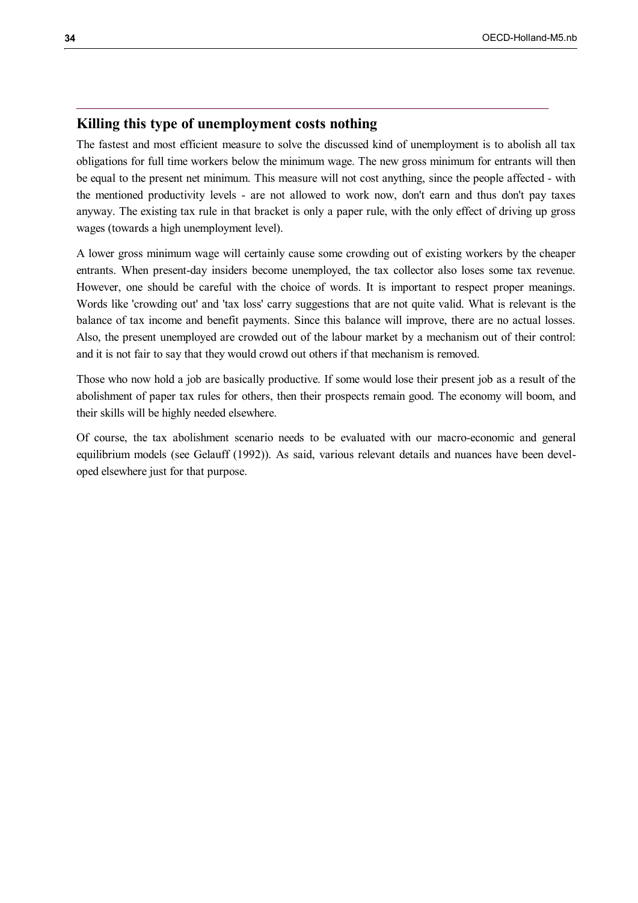## Killing this type of unemployment costs nothing

The fastest and most efficient measure to solve the discussed kind of unemployment is to abolish all tax obligations for full time workers below the minimum wage. The new gross minimum for entrants will then be equal to the present net minimum. This measure will not cost anything, since the people affected - with the mentioned productivity levels - are not allowed to work now, don't earn and thus don't pay taxes anyway. The existing tax rule in that bracket is only a paper rule, with the only effect of driving up gross wages (towards a high unemployment level).

A lower gross minimum wage will certainly cause some crowding out of existing workers by the cheaper entrants. When present-day insiders become unemployed, the tax collector also loses some tax revenue. However, one should be careful with the choice of words. It is important to respect proper meanings. Words like 'crowding out' and 'tax loss' carry suggestions that are not quite valid. What is relevant is the balance of tax income and benefit payments. Since this balance will improve, there are no actual losses. Also, the present unemployed are crowded out of the labour market by a mechanism out of their control: and it is not fair to say that they would crowd out others if that mechanism is removed.

Those who now hold a job are basically productive. If some would lose their present job as a result of the abolishment of paper tax rules for others, then their prospects remain good. The economy will boom, and their skills will be highly needed elsewhere.

Of course, the tax abolishment scenario needs to be evaluated with our macro-economic and general equilibrium models (see Gelauff (1992)). As said, various relevant details and nuances have been developed elsewhere just for that purpose.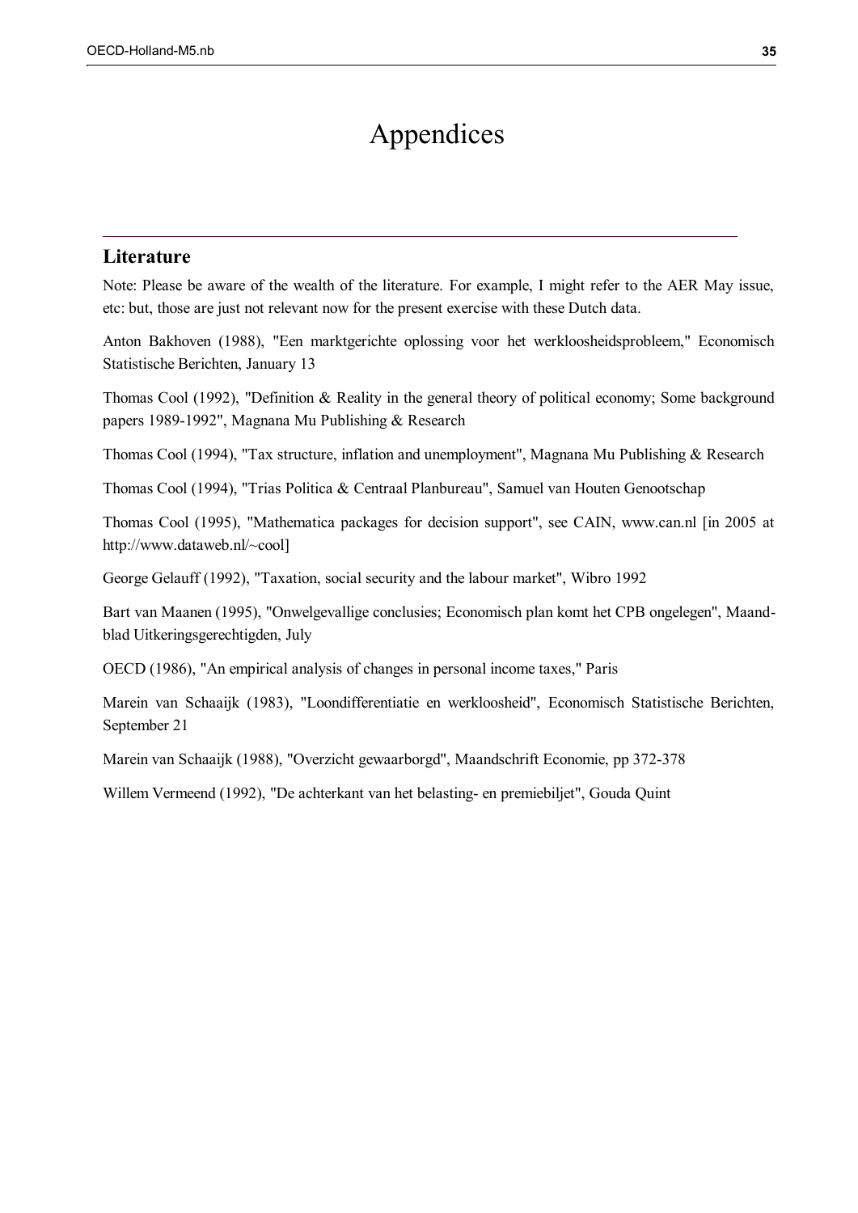# Appendices

## Literature

Note: Please be aware of the wealth of the literature. For example, I might refer to the AER May issue, etc: but, those are just not relevant now for the present exercise with these Dutch data.

Anton Bakhoven (1988), "Een marktgerichte oplossing voor het werkloosheidsprobleem," Economisch Statistische Berichten, January 13

Thomas Cool (1992), "Definition & Reality in the general theory of political economy; Some background papers 1989-1992", Magnana Mu Publishing & Research

Thomas Cool (1994), "Tax structure, inflation and unemployment", Magnana Mu Publishing & Research

Thomas Cool (1994), "Trias Politica & Centraal Planbureau", Samuel van Houten Genootschap

Thomas Cool (1995), "Mathematica packages for decision support", see CAIN, www.can.nl [in 2005 at http://www.dataweb.nl/~cool]

George Gelauff (1992), "Taxation, social security and the labour market", Wibro 1992

Bart van Maanen (1995), "Onwelgevallige conclusies; Economisch plan komt het CPB ongelegen", Maandblad Uitkeringsgerechtigden, July

OECD (1986), "An empirical analysis of changes in personal income taxes," Paris

Marein van Schaaijk (1983), "Loondifferentiatie en werkloosheid", Economisch Statistische Berichten, September 21

Marein van Schaaijk (1988), "Overzicht gewaarborgd", Maandschrift Economie, pp 372-378

Willem Vermeend (1992), "De achterkant van het belasting- en premiebiljet", Gouda Quint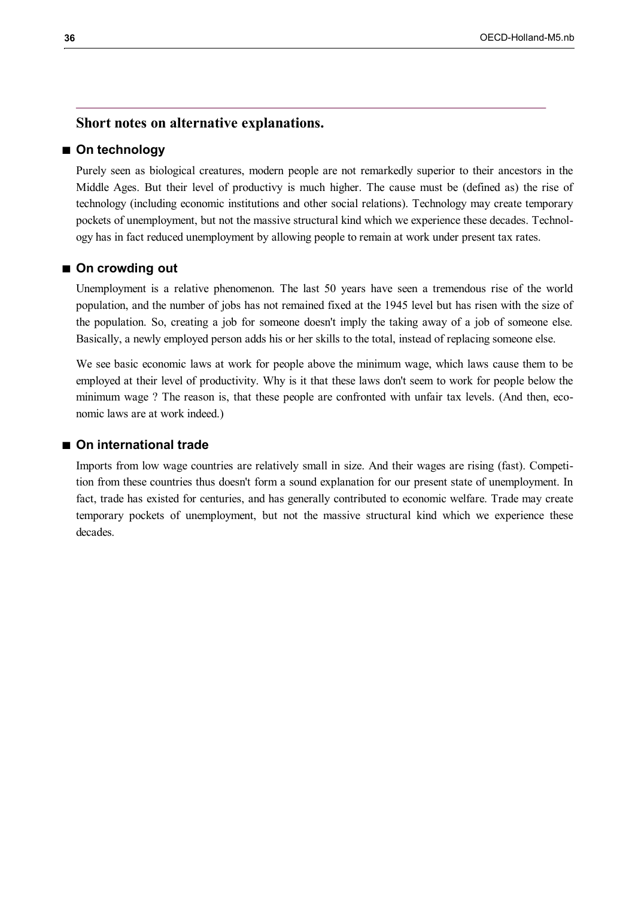## Short notes on alternative explanations.

### On technology

Purely seen as biological creatures, modern people are not remarkedly superior to their ancestors in the Middle Ages. But their level of productivy is much higher. The cause must be (defined as) the rise of technology (including economic institutions and other social relations). Technology may create temporary pockets of unemployment, but not the massive structural kind which we experience these decades. Technology has in fact reduced unemployment by allowing people to remain at work under present tax rates.

### On crowding out

Unemployment is a relative phenomenon. The last 50 years have seen a tremendous rise of the world population, and the number of jobs has not remained fixed at the 1945 level but has risen with the size of the population. So, creating a job for someone doesn't imply the taking away of a job of someone else. Basically, a newly employed person adds his or her skills to the total, instead of replacing someone else.

We see basic economic laws at work for people above the minimum wage, which laws cause them to be employed at their level of productivity. Why is it that these laws don't seem to work for people below the minimum wage ? The reason is, that these people are confronted with unfair tax levels. (And then, economic laws are at work indeed.)

### On international trade

Imports from low wage countries are relatively small in size. And their wages are rising (fast). Competition from these countries thus doesn't form a sound explanation for our present state of unemployment. In fact, trade has existed for centuries, and has generally contributed to economic welfare. Trade may create temporary pockets of unemployment, but not the massive structural kind which we experience these decades.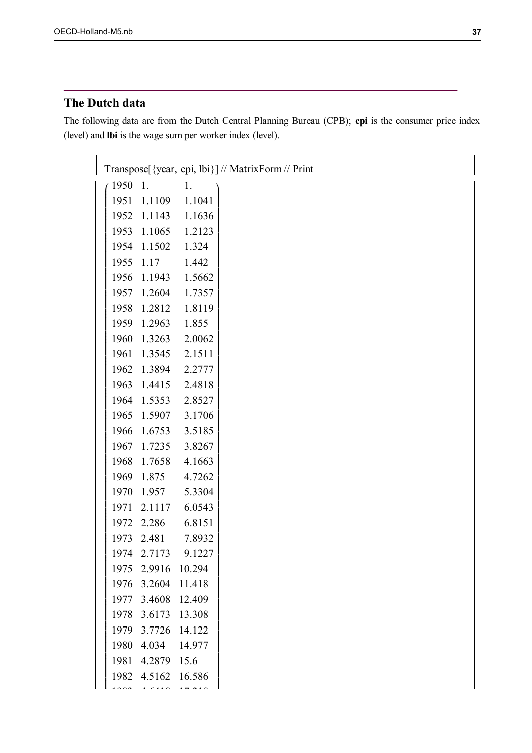## The Dutch data

The following data are from the Dutch Central Planning Bureau (CPB); **cpi** is the consumer price index (level) and **lbi** is the wage sum per worker index (level).

```
Transpose[{year, cpi, lbi}] // MatrixForm // Print
```

| | | |
|---|---|---|
| 1950 | 1. | 1. |
| 1951 | 1.1109 | 1.1041 |
| 1952 | 1.1143 | 1.1636 |
| 1953 | 1.1065 | 1.2123 |
| 1954 | 1.1502 | 1.324 |
| 1955 | 1.17 | 1.442 |
| 1956 | 1.1943 | 1.5662 |
| 1957 | 1.2604 | 1.7357 |
| 1958 | 1.2812 | 1.8119 |
| 1959 | 1.2963 | 1.855 |
| 1960 | 1.3263 | 2.0062 |
| 1961 | 1.3545 | 2.1511 |
| 1962 | 1.3894 | 2.2777 |
| 1963 | 1.4415 | 2.4818 |
| 1964 | 1.5353 | 2.8527 |
| 1965 | 1.5907 | 3.1706 |
| 1966 | 1.6753 | 3.5185 |
| 1967 | 1.7235 | 3.8267 |
| 1968 | 1.7658 | 4.1663 |
| 1969 | 1.875 | 4.7262 |
| 1970 | 1.957 | 5.3304 |
| 1971 | 2.1117 | 6.0543 |
| 1972 | 2.286 | 6.8151 |
| 1973 | 2.481 | 7.8932 |
| 1974 | 2.7173 | 9.1227 |
| 1975 | 2.9916 | 10.294 |
| 1976 | 3.2604 | 11.418 |
| 1977 | 3.4608 | 12.409 |
| 1978 | 3.6173 | 13.308 |
| 1979 | 3.7726 | 14.122 |
| 1980 | 4.034 | 14.977 |
| 1981 | 4.2879 | 15.6 |
| 1982 | 4.5162 | 16.586 |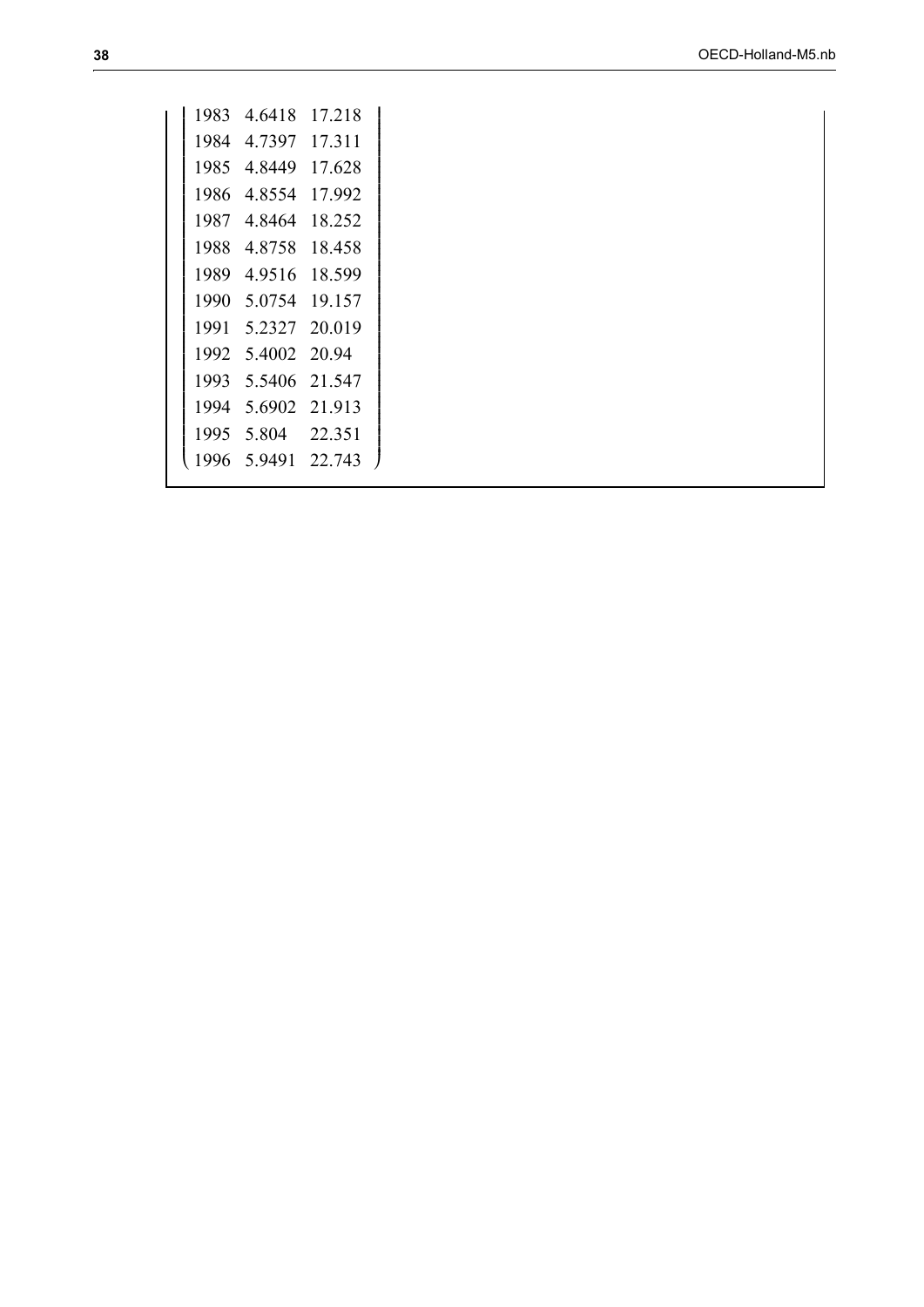| | | |
|---|---|---|
| 1983 | 4.6418 | 17.218 |
| 1984 | 4.7397 | 17.311 |
| 1985 | 4.8449 | 17.628 |
| 1986 | 4.8554 | 17.992 |
| 1987 | 4.8464 | 18.252 |
| 1988 | 4.8758 | 18.458 |
| 1989 | 4.9516 | 18.599 |
| 1990 | 5.0754 | 19.157 |
| 1991 | 5.2327 | 20.019 |
| 1992 | 5.4002 | 20.94 |
| 1993 | 5.5406 | 21.547 |
| 1994 | 5.6902 | 21.913 |
| 1995 | 5.804 | 22.351 |
| 1996 | 5.9491 | 22.743 |